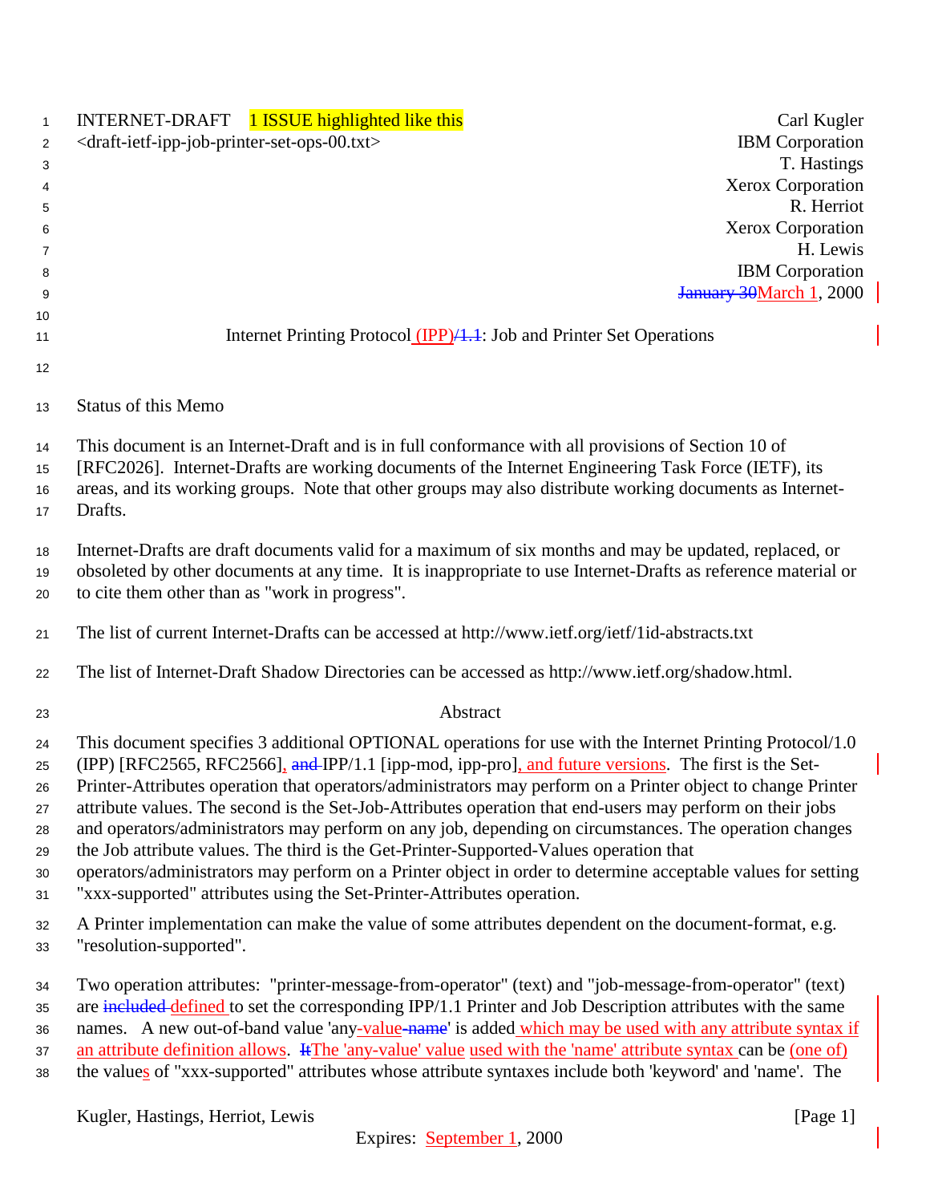INTERNET-DRAFT    1 ISSUE highlighted like this

<draft-ietf-ipp-job-printer-set-ops-00.txt>

Carl Kugler
IBM Corporation
T. Hastings
Xerox Corporation
R. Herriot
Xerox Corporation
H. Lewis
IBM Corporation
~~January 30~~March 1, 2000

Internet Printing Protocol (IPP)~~/1.1~~: Job and Printer Set Operations

## Status of this Memo

This document is an Internet-Draft and is in full conformance with all provisions of Section 10 of [RFC2026]. Internet-Drafts are working documents of the Internet Engineering Task Force (IETF), its areas, and its working groups. Note that other groups may also distribute working documents as Internet-Drafts.

Internet-Drafts are draft documents valid for a maximum of six months and may be updated, replaced, or obsoleted by other documents at any time. It is inappropriate to use Internet-Drafts as reference material or to cite them other than as "work in progress".

The list of current Internet-Drafts can be accessed at http://www.ietf.org/ietf/1id-abstracts.txt

The list of Internet-Draft Shadow Directories can be accessed as http://www.ietf.org/shadow.html.

## Abstract

This document specifies 3 additional OPTIONAL operations for use with the Internet Printing Protocol/1.0 (IPP) [RFC2565, RFC2566], ~~and~~ IPP/1.1 [ipp-mod, ipp-pro], and future versions. The first is the Set-Printer-Attributes operation that operators/administrators may perform on a Printer object to change Printer attribute values. The second is the Set-Job-Attributes operation that end-users may perform on their jobs and operators/administrators may perform on any job, depending on circumstances. The operation changes the Job attribute values. The third is the Get-Printer-Supported-Values operation that operators/administrators may perform on a Printer object in order to determine acceptable values for setting "xxx-supported" attributes using the Set-Printer-Attributes operation.

A Printer implementation can make the value of some attributes dependent on the document-format, e.g. "resolution-supported".

Two operation attributes: "printer-message-from-operator" (text) and "job-message-from-operator" (text) are ~~included~~ defined to set the corresponding IPP/1.1 Printer and Job Description attributes with the same names. A new out-of-band value 'any-value~~-name~~' is added which may be used with any attribute syntax if an attribute definition allows. ~~It~~The 'any-value' value used with the 'name' attribute syntax can be (one of) the values of "xxx-supported" attributes whose attribute syntaxes include both 'keyword' and 'name'. The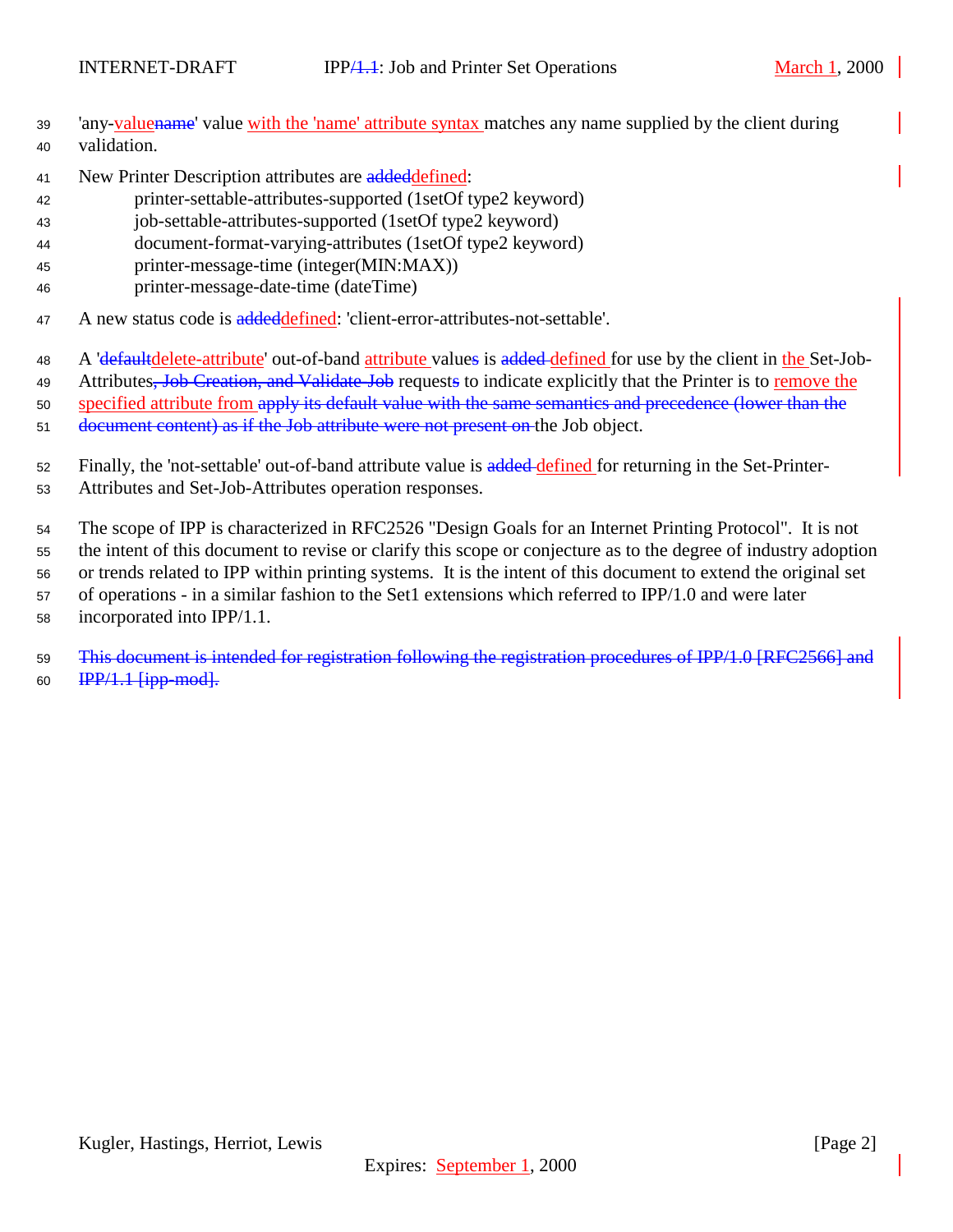'any-value~~name~~' value with the 'name' attribute syntax matches any name supplied by the client during validation.

New Printer Description attributes are ~~added~~defined:

- printer-settable-attributes-supported (1setOf type2 keyword)
- job-settable-attributes-supported (1setOf type2 keyword)
- document-format-varying-attributes (1setOf type2 keyword)
- printer-message-time (integer(MIN:MAX))
- printer-message-date-time (dateTime)

A new status code is ~~added~~defined: 'client-error-attributes-not-settable'.

A '~~default~~delete-attribute' out-of-band attribute value~~s~~ is ~~added~~ defined for use by the client in the Set-Job-Attributes~~, Job Creation, and Validate-Job~~ request~~s~~ to indicate explicitly that the Printer is to remove the specified attribute from ~~apply its default value with the same semantics and precedence (lower than the document content) as if the Job attribute were not present on~~ the Job object.

Finally, the 'not-settable' out-of-band attribute value is ~~added~~ defined for returning in the Set-Printer-Attributes and Set-Job-Attributes operation responses.

The scope of IPP is characterized in RFC2526 "Design Goals for an Internet Printing Protocol". It is not the intent of this document to revise or clarify this scope or conjecture as to the degree of industry adoption or trends related to IPP within printing systems. It is the intent of this document to extend the original set of operations - in a similar fashion to the Set1 extensions which referred to IPP/1.0 and were later incorporated into IPP/1.1.

~~This document is intended for registration following the registration procedures of IPP/1.0 [RFC2566] and IPP/1.1 [ipp-mod].~~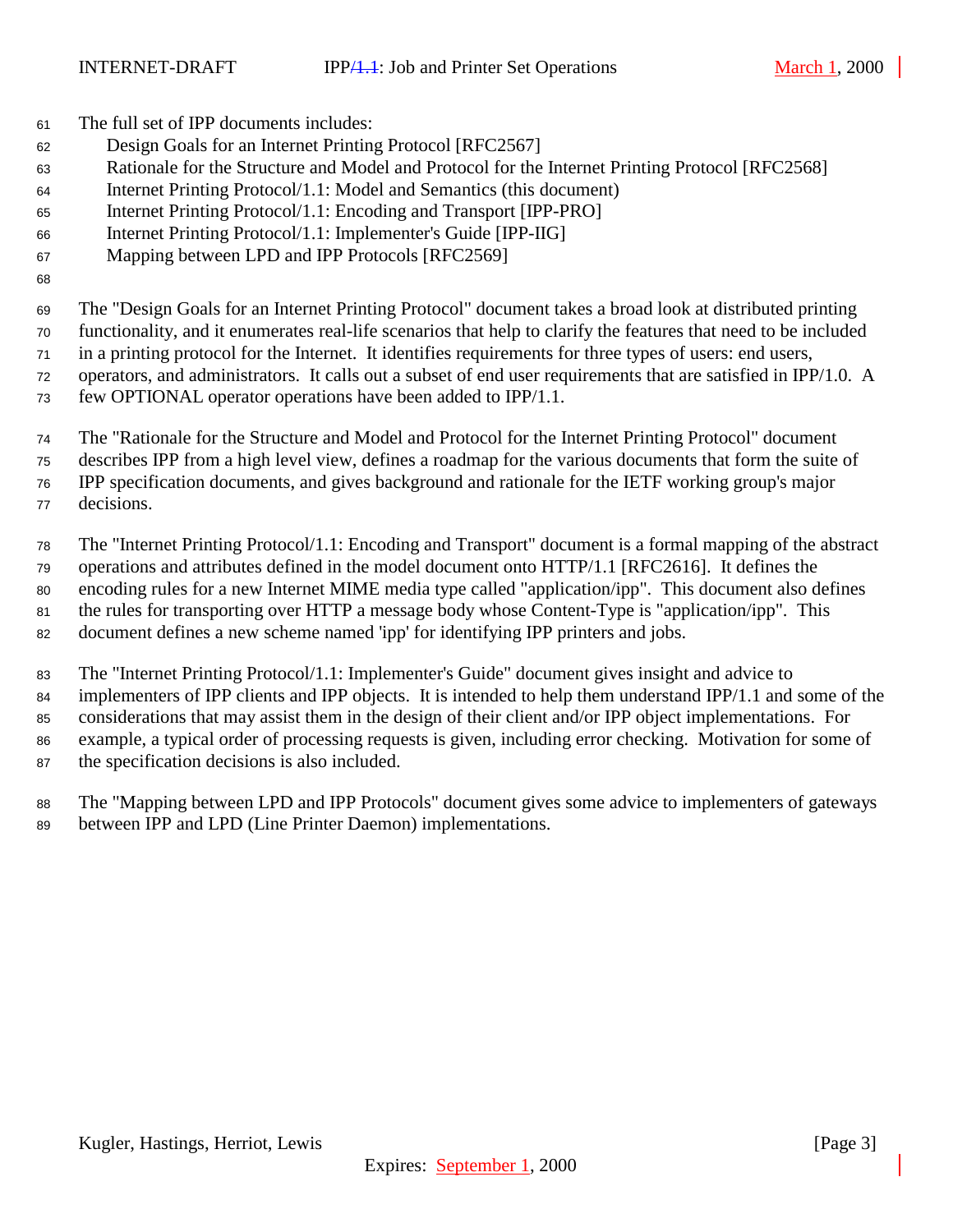The full set of IPP documents includes:

- Design Goals for an Internet Printing Protocol [RFC2567]
- Rationale for the Structure and Model and Protocol for the Internet Printing Protocol [RFC2568]
- Internet Printing Protocol/1.1: Model and Semantics (this document)
- Internet Printing Protocol/1.1: Encoding and Transport [IPP-PRO]
- Internet Printing Protocol/1.1: Implementer's Guide [IPP-IIG]
- Mapping between LPD and IPP Protocols [RFC2569]

The "Design Goals for an Internet Printing Protocol" document takes a broad look at distributed printing functionality, and it enumerates real-life scenarios that help to clarify the features that need to be included in a printing protocol for the Internet. It identifies requirements for three types of users: end users, operators, and administrators. It calls out a subset of end user requirements that are satisfied in IPP/1.0. A few OPTIONAL operator operations have been added to IPP/1.1.

The "Rationale for the Structure and Model and Protocol for the Internet Printing Protocol" document describes IPP from a high level view, defines a roadmap for the various documents that form the suite of IPP specification documents, and gives background and rationale for the IETF working group's major decisions.

The "Internet Printing Protocol/1.1: Encoding and Transport" document is a formal mapping of the abstract operations and attributes defined in the model document onto HTTP/1.1 [RFC2616]. It defines the encoding rules for a new Internet MIME media type called "application/ipp". This document also defines the rules for transporting over HTTP a message body whose Content-Type is "application/ipp". This document defines a new scheme named 'ipp' for identifying IPP printers and jobs.

The "Internet Printing Protocol/1.1: Implementer's Guide" document gives insight and advice to implementers of IPP clients and IPP objects. It is intended to help them understand IPP/1.1 and some of the considerations that may assist them in the design of their client and/or IPP object implementations. For example, a typical order of processing requests is given, including error checking. Motivation for some of the specification decisions is also included.

The "Mapping between LPD and IPP Protocols" document gives some advice to implementers of gateways between IPP and LPD (Line Printer Daemon) implementations.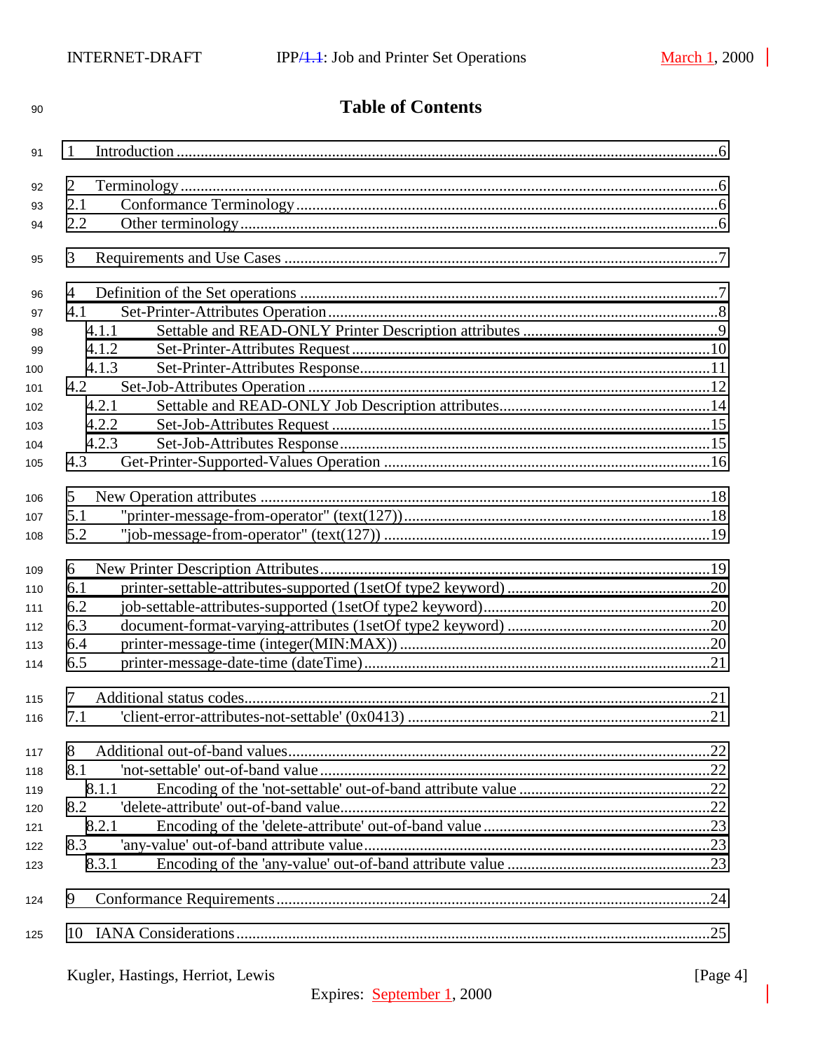# Table of Contents

1 Introduction ....................................................................................................................6

2 Terminology ....................................................................................................................6
2.1 Conformance Terminology ..........................................................................................6
2.2 Other terminology .......................................................................................................6

3 Requirements and Use Cases ..........................................................................................7

4 Definition of the Set operations .......................................................................................7
4.1 Set-Printer-Attributes Operation ..................................................................................8
4.1.1 Settable and READ-ONLY Printer Description attributes ........................................9
4.1.2 Set-Printer-Attributes Request ..................................................................................10
4.1.3 Set-Printer-Attributes Response ................................................................................11
4.2 Set-Job-Attributes Operation .......................................................................................12
4.2.1 Settable and READ-ONLY Job Description attributes .............................................14
4.2.2 Set-Job-Attributes Request .......................................................................................15
4.2.3 Set-Job-Attributes Response .....................................................................................15
4.3 Get-Printer-Supported-Values Operation ....................................................................16

5 New Operation attributes .................................................................................................18
5.1 "printer-message-from-operator" (text(127)) ..............................................................18
5.2 "job-message-from-operator" (text(127)) ....................................................................19

6 New Printer Description Attributes ..................................................................................19
6.1 printer-settable-attributes-supported (1setOf type2 keyword) .....................................20
6.2 job-settable-attributes-supported (1setOf type2 keyword) ...........................................20
6.3 document-format-varying-attributes (1setOf type2 keyword) .....................................20
6.4 printer-message-time (integer(MIN:MAX)) ................................................................20
6.5 printer-message-date-time (dateTime) ........................................................................21

7 Additional status codes ....................................................................................................21
7.1 'client-error-attributes-not-settable' (0x0413) .............................................................21

8 Additional out-of-band values .........................................................................................22
8.1 'not-settable' out-of-band value ....................................................................................22
8.1.1 Encoding of the 'not-settable' out-of-band attribute value .........................................22
8.2 'delete-attribute' out-of-band value ...............................................................................22
8.2.1 Encoding of the 'delete-attribute' out-of-band value ..................................................23
8.3 'any-value' out-of-band attribute value .........................................................................23
8.3.1 Encoding of the 'any-value' out-of-band attribute value ............................................23

9 Conformance Requirements .............................................................................................24

10 IANA Considerations .....................................................................................................25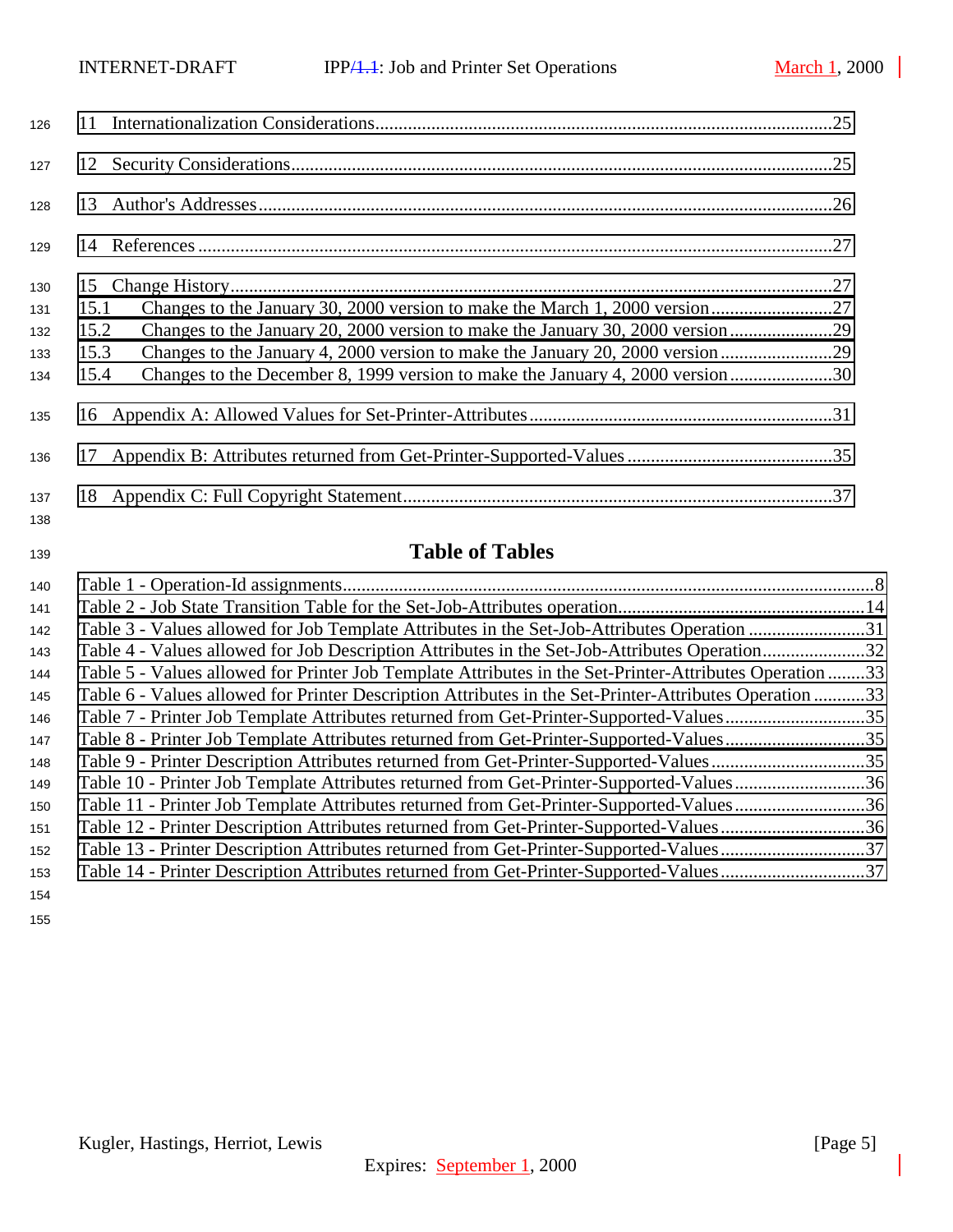11 Internationalization Considerations....25

12 Security Considerations....25

13 Author's Addresses....26

14 References....27

15 Change History....27

15.1 Changes to the January 30, 2000 version to make the March 1, 2000 version....27

15.2 Changes to the January 20, 2000 version to make the January 30, 2000 version....29

15.3 Changes to the January 4, 2000 version to make the January 20, 2000 version....29

15.4 Changes to the December 8, 1999 version to make the January 4, 2000 version....30

16 Appendix A: Allowed Values for Set-Printer-Attributes....31

17 Appendix B: Attributes returned from Get-Printer-Supported-Values....35

18 Appendix C: Full Copyright Statement....37

## Table of Tables

Table 1 - Operation-Id assignments....8

Table 2 - Job State Transition Table for the Set-Job-Attributes operation....14

Table 3 - Values allowed for Job Template Attributes in the Set-Job-Attributes Operation....31

Table 4 - Values allowed for Job Description Attributes in the Set-Job-Attributes Operation....32

Table 5 - Values allowed for Printer Job Template Attributes in the Set-Printer-Attributes Operation....33

Table 6 - Values allowed for Printer Description Attributes in the Set-Printer-Attributes Operation....33

Table 7 - Printer Job Template Attributes returned from Get-Printer-Supported-Values....35

Table 8 - Printer Job Template Attributes returned from Get-Printer-Supported-Values....35

Table 9 - Printer Description Attributes returned from Get-Printer-Supported-Values....35

Table 10 - Printer Job Template Attributes returned from Get-Printer-Supported-Values....36

Table 11 - Printer Job Template Attributes returned from Get-Printer-Supported-Values....36

Table 12 - Printer Description Attributes returned from Get-Printer-Supported-Values....36

Table 13 - Printer Description Attributes returned from Get-Printer-Supported-Values....37

Table 14 - Printer Description Attributes returned from Get-Printer-Supported-Values....37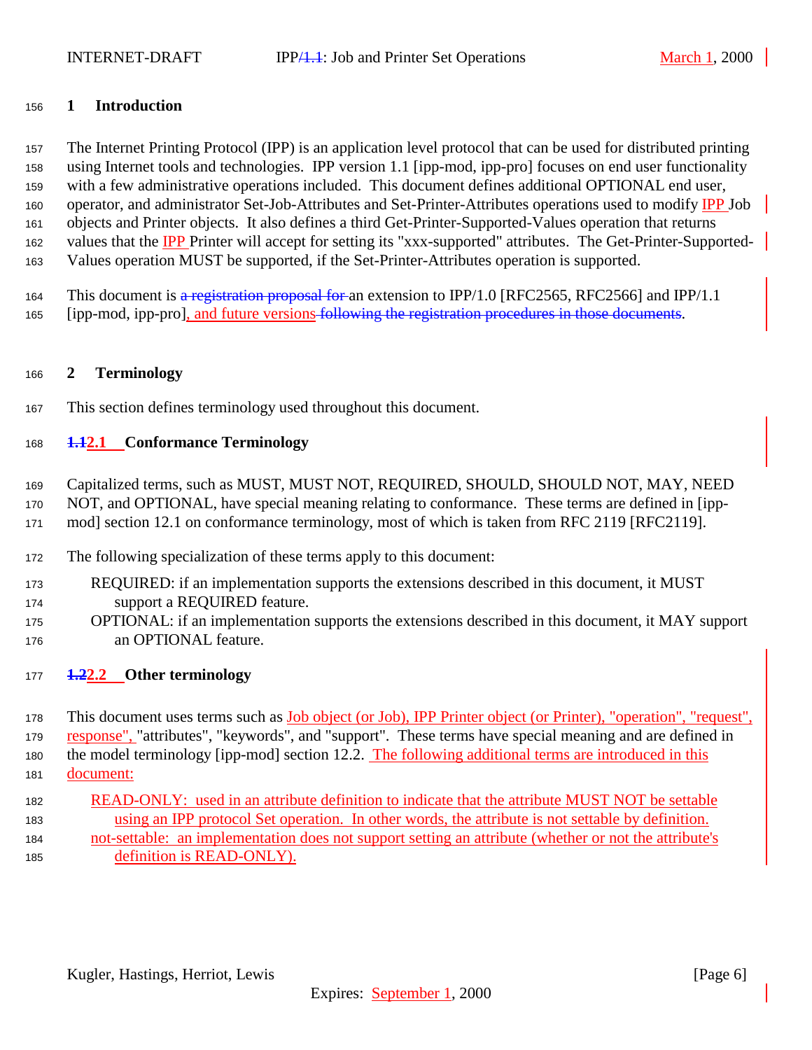# 1 Introduction

The Internet Printing Protocol (IPP) is an application level protocol that can be used for distributed printing using Internet tools and technologies. IPP version 1.1 [ipp-mod, ipp-pro] focuses on end user functionality with a few administrative operations included. This document defines additional OPTIONAL end user, operator, and administrator Set-Job-Attributes and Set-Printer-Attributes operations used to modify IPP Job objects and Printer objects. It also defines a third Get-Printer-Supported-Values operation that returns values that the IPP Printer will accept for setting its "xxx-supported" attributes. The Get-Printer-Supported-Values operation MUST be supported, if the Set-Printer-Attributes operation is supported.

This document is ~~a registration proposal for~~ an extension to IPP/1.0 [RFC2565, RFC2566] and IPP/1.1 [ipp-mod, ipp-pro], and future versions ~~following the registration procedures in those documents~~.

# 2 Terminology

This section defines terminology used throughout this document.

## ~~1.1~~2.1 Conformance Terminology

Capitalized terms, such as MUST, MUST NOT, REQUIRED, SHOULD, SHOULD NOT, MAY, NEED NOT, and OPTIONAL, have special meaning relating to conformance. These terms are defined in [ipp-mod] section 12.1 on conformance terminology, most of which is taken from RFC 2119 [RFC2119].

The following specialization of these terms apply to this document:

REQUIRED: if an implementation supports the extensions described in this document, it MUST support a REQUIRED feature.

OPTIONAL: if an implementation supports the extensions described in this document, it MAY support an OPTIONAL feature.

## ~~1.2~~2.2 Other terminology

This document uses terms such as Job object (or Job), IPP Printer object (or Printer), "operation", "request", response", "attributes", "keywords", and "support". These terms have special meaning and are defined in the model terminology [ipp-mod] section 12.2. The following additional terms are introduced in this document:

READ-ONLY: used in an attribute definition to indicate that the attribute MUST NOT be settable using an IPP protocol Set operation. In other words, the attribute is not settable by definition.

not-settable: an implementation does not support setting an attribute (whether or not the attribute's definition is READ-ONLY).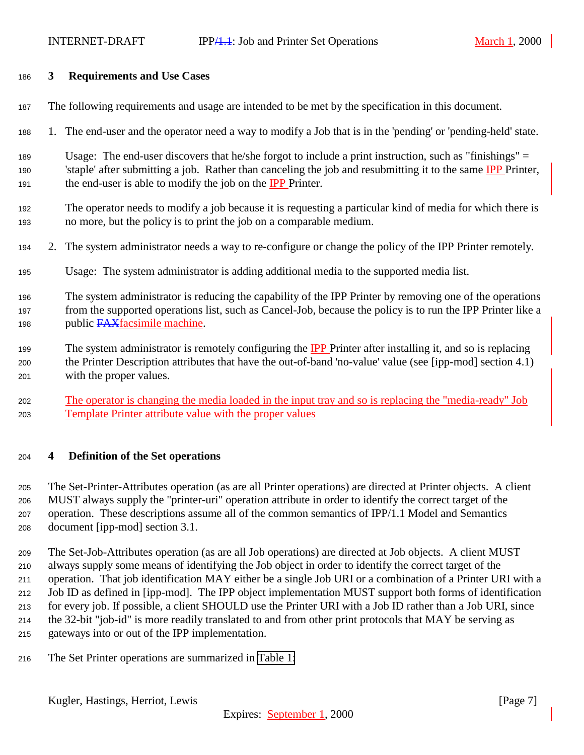## 3 Requirements and Use Cases

The following requirements and usage are intended to be met by the specification in this document.

1. The end-user and the operator need a way to modify a Job that is in the 'pending' or 'pending-held' state.

   Usage: The end-user discovers that he/she forgot to include a print instruction, such as "finishings" = 'staple' after submitting a job. Rather than canceling the job and resubmitting it to the same IPP Printer, the end-user is able to modify the job on the IPP Printer.

   The operator needs to modify a job because it is requesting a particular kind of media for which there is no more, but the policy is to print the job on a comparable medium.

2. The system administrator needs a way to re-configure or change the policy of the IPP Printer remotely.

   Usage: The system administrator is adding additional media to the supported media list.

   The system administrator is reducing the capability of the IPP Printer by removing one of the operations from the supported operations list, such as Cancel-Job, because the policy is to run the IPP Printer like a public ~~FAX~~facsimile machine.

   The system administrator is remotely configuring the IPP Printer after installing it, and so is replacing the Printer Description attributes that have the out-of-band 'no-value' value (see [ipp-mod] section 4.1) with the proper values.

   The operator is changing the media loaded in the input tray and so is replacing the "media-ready" Job Template Printer attribute value with the proper values

## 4 Definition of the Set operations

The Set-Printer-Attributes operation (as are all Printer operations) are directed at Printer objects. A client MUST always supply the "printer-uri" operation attribute in order to identify the correct target of the operation. These descriptions assume all of the common semantics of IPP/1.1 Model and Semantics document [ipp-mod] section 3.1.

The Set-Job-Attributes operation (as are all Job operations) are directed at Job objects. A client MUST always supply some means of identifying the Job object in order to identify the correct target of the operation. That job identification MAY either be a single Job URI or a combination of a Printer URI with a Job ID as defined in [ipp-mod]. The IPP object implementation MUST support both forms of identification for every job. If possible, a client SHOULD use the Printer URI with a Job ID rather than a Job URI, since the 32-bit "job-id" is more readily translated to and from other print protocols that MAY be serving as gateways into or out of the IPP implementation.

The Set Printer operations are summarized in Table 1: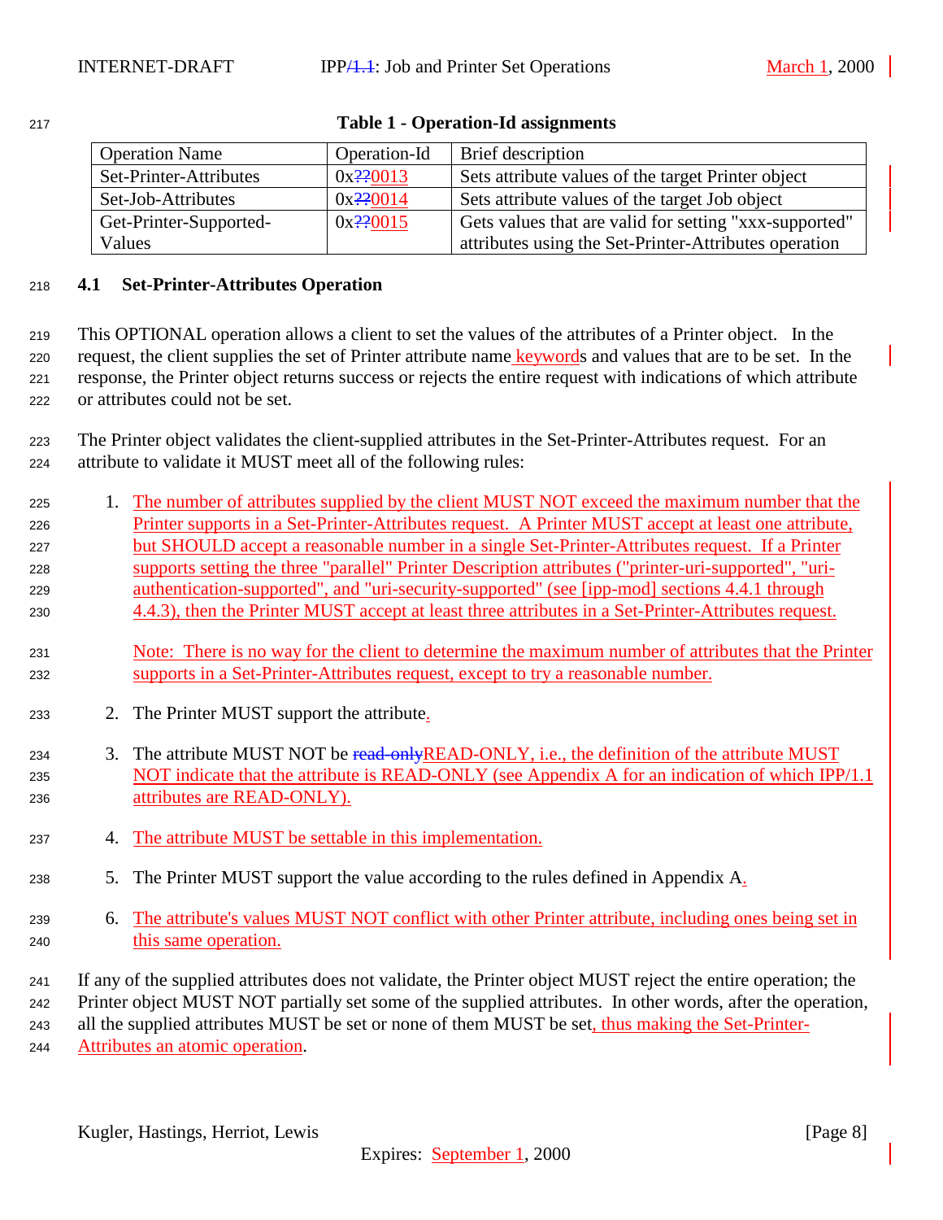**Table 1 - Operation-Id assignments**

| Operation Name | Operation-Id | Brief description |
|---|---|---|
| Set-Printer-Attributes | 0x??0013 | Sets attribute values of the target Printer object |
| Set-Job-Attributes | 0x??0014 | Sets attribute values of the target Job object |
| Get-Printer-Supported-Values | 0x??0015 | Gets values that are valid for setting "xxx-supported" attributes using the Set-Printer-Attributes operation |

### 4.1 Set-Printer-Attributes Operation

This OPTIONAL operation allows a client to set the values of the attributes of a Printer object. In the request, the client supplies the set of Printer attribute name keywords and values that are to be set. In the response, the Printer object returns success or rejects the entire request with indications of which attribute or attributes could not be set.

The Printer object validates the client-supplied attributes in the Set-Printer-Attributes request. For an attribute to validate it MUST meet all of the following rules:

1. The number of attributes supplied by the client MUST NOT exceed the maximum number that the Printer supports in a Set-Printer-Attributes request. A Printer MUST accept at least one attribute, but SHOULD accept a reasonable number in a single Set-Printer-Attributes request. If a Printer supports setting the three "parallel" Printer Description attributes ("printer-uri-supported", "uri-authentication-supported", and "uri-security-supported" (see [ipp-mod] sections 4.4.1 through 4.4.3), then the Printer MUST accept at least three attributes in a Set-Printer-Attributes request.

   Note: There is no way for the client to determine the maximum number of attributes that the Printer supports in a Set-Printer-Attributes request, except to try a reasonable number.

2. The Printer MUST support the attribute.

3. The attribute MUST NOT be ~~read-only~~READ-ONLY, i.e., the definition of the attribute MUST NOT indicate that the attribute is READ-ONLY (see Appendix A for an indication of which IPP/1.1 attributes are READ-ONLY).

4. The attribute MUST be settable in this implementation.

5. The Printer MUST support the value according to the rules defined in Appendix A.

6. The attribute's values MUST NOT conflict with other Printer attribute, including ones being set in this same operation.

If any of the supplied attributes does not validate, the Printer object MUST reject the entire operation; the Printer object MUST NOT partially set some of the supplied attributes. In other words, after the operation, all the supplied attributes MUST be set or none of them MUST be set, thus making the Set-Printer-Attributes an atomic operation.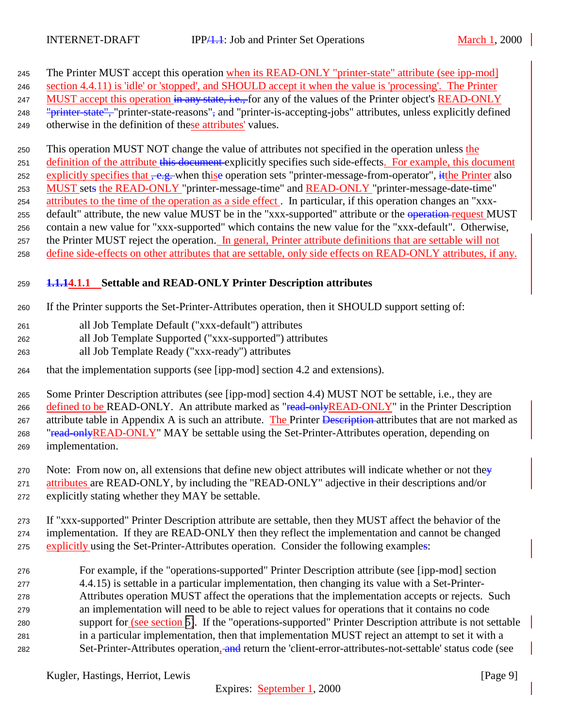The Printer MUST accept this operation when its READ-ONLY "printer-state" attribute (see ipp-mod] section 4.4.11) is 'idle' or 'stopped', and SHOULD accept it when the value is 'processing'. The Printer MUST accept this operation for any of the values of the Printer object's READ-ONLY "printer-state-reasons", and "printer-is-accepting-jobs" attributes, unless explicitly defined otherwise in the definition of these attributes' values.

This operation MUST NOT change the value of attributes not specified in the operation unless the definition of the attribute explicitly specifies such side-effects. For example, this document explicitly specifies that when this operation sets "printer-message-from-operator", the Printer also MUST set the READ-ONLY "printer-message-time" and READ-ONLY "printer-message-date-time" attributes to the time of the operation as a side effect. In particular, if this operation changes an "xxx-default" attribute, the new value MUST be in the "xxx-supported" attribute or the request MUST contain a new value for "xxx-supported" which contains the new value for the "xxx-default". Otherwise, the Printer MUST reject the operation. In general, Printer attribute definitions that are settable will not define side-effects on other attributes that are settable, only side effects on READ-ONLY attributes, if any.

### 4.1.1 Settable and READ-ONLY Printer Description attributes

If the Printer supports the Set-Printer-Attributes operation, then it SHOULD support setting of:

- all Job Template Default ("xxx-default") attributes
- all Job Template Supported ("xxx-supported") attributes
- all Job Template Ready ("xxx-ready") attributes

that the implementation supports (see [ipp-mod] section 4.2 and extensions).

Some Printer Description attributes (see [ipp-mod] section 4.4) MUST NOT be settable, i.e., they are defined to be READ-ONLY. An attribute marked as "READ-ONLY" in the Printer Description attribute table in Appendix A is such an attribute. The Printer attributes that are not marked as "READ-ONLY" MAY be settable using the Set-Printer-Attributes operation, depending on implementation.

Note: From now on, all extensions that define new object attributes will indicate whether or not the attributes are READ-ONLY, by including the "READ-ONLY" adjective in their descriptions and/or explicitly stating whether they MAY be settable.

If "xxx-supported" Printer Description attribute are settable, then they MUST affect the behavior of the implementation. If they are READ-ONLY then they reflect the implementation and cannot be changed explicitly using the Set-Printer-Attributes operation. Consider the following example:

For example, if the "operations-supported" Printer Description attribute (see [ipp-mod] section 4.4.15) is settable in a particular implementation, then changing its value with a Set-Printer-Attributes operation MUST affect the operations that the implementation accepts or rejects. Such an implementation will need to be able to reject values for operations that it contains no code support for (see section 5). If the "operations-supported" Printer Description attribute is not settable in a particular implementation, then that implementation MUST reject an attempt to set it with a Set-Printer-Attributes operation, return the 'client-error-attributes-not-settable' status code (see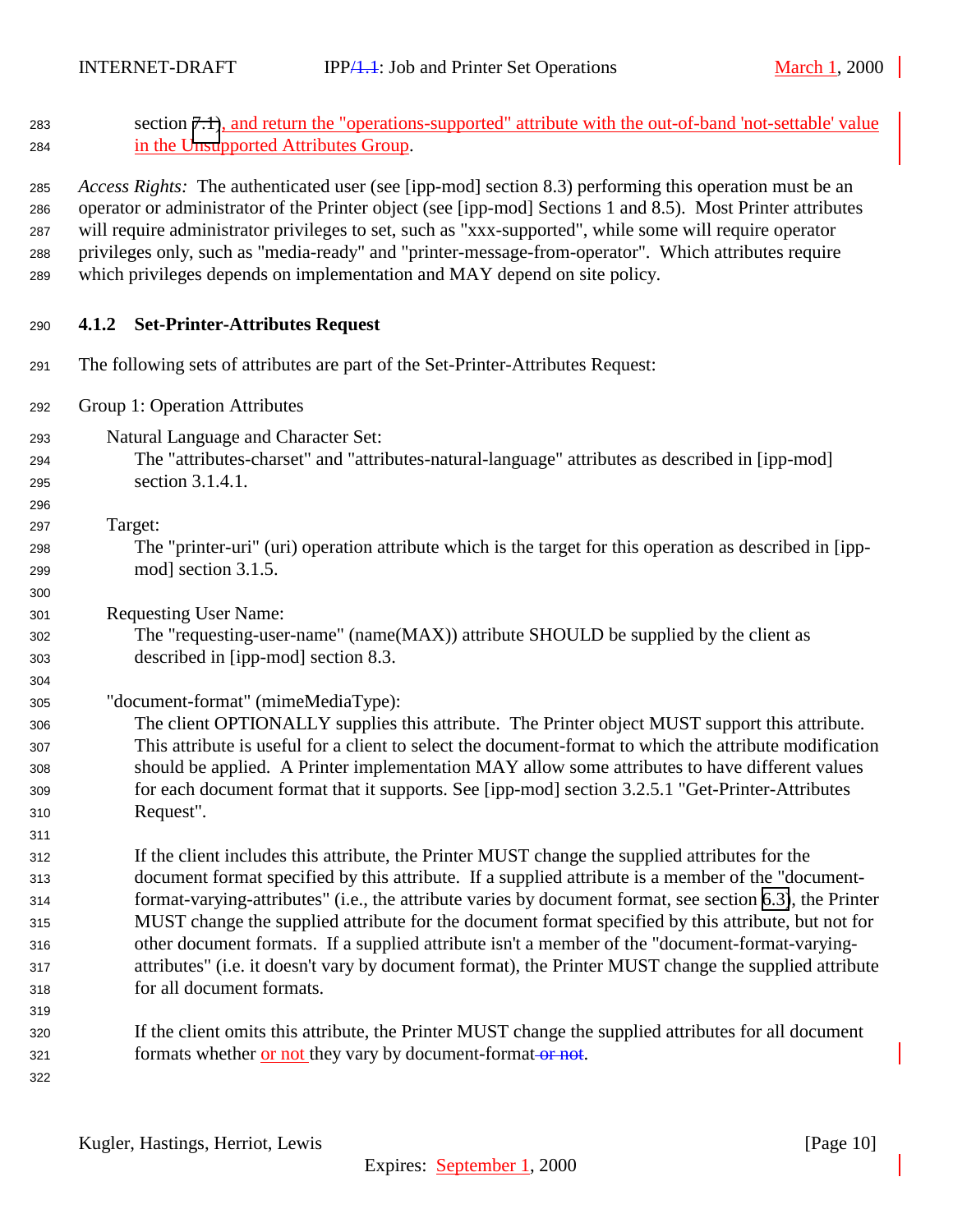section 7.1), and return the "operations-supported" attribute with the out-of-band 'not-settable' value in the Unsupported Attributes Group.

*Access Rights:* The authenticated user (see [ipp-mod] section 8.3) performing this operation must be an operator or administrator of the Printer object (see [ipp-mod] Sections 1 and 8.5). Most Printer attributes will require administrator privileges to set, such as "xxx-supported", while some will require operator privileges only, such as "media-ready" and "printer-message-from-operator". Which attributes require which privileges depends on implementation and MAY depend on site policy.

### 4.1.2 Set-Printer-Attributes Request

The following sets of attributes are part of the Set-Printer-Attributes Request:

Group 1: Operation Attributes

Natural Language and Character Set:
The "attributes-charset" and "attributes-natural-language" attributes as described in [ipp-mod] section 3.1.4.1.

Target:
The "printer-uri" (uri) operation attribute which is the target for this operation as described in [ipp-mod] section 3.1.5.

Requesting User Name:
The "requesting-user-name" (name(MAX)) attribute SHOULD be supplied by the client as described in [ipp-mod] section 8.3.

"document-format" (mimeMediaType):
The client OPTIONALLY supplies this attribute. The Printer object MUST support this attribute. This attribute is useful for a client to select the document-format to which the attribute modification should be applied. A Printer implementation MAY allow some attributes to have different values for each document format that it supports. See [ipp-mod] section 3.2.5.1 "Get-Printer-Attributes Request".

If the client includes this attribute, the Printer MUST change the supplied attributes for the document format specified by this attribute. If a supplied attribute is a member of the "document-format-varying-attributes" (i.e., the attribute varies by document format, see section 6.3), the Printer MUST change the supplied attribute for the document format specified by this attribute, but not for other document formats. If a supplied attribute isn't a member of the "document-format-varying-attributes" (i.e. it doesn't vary by document format), the Printer MUST change the supplied attribute for all document formats.

If the client omits this attribute, the Printer MUST change the supplied attributes for all document formats whether or not they vary by document-format.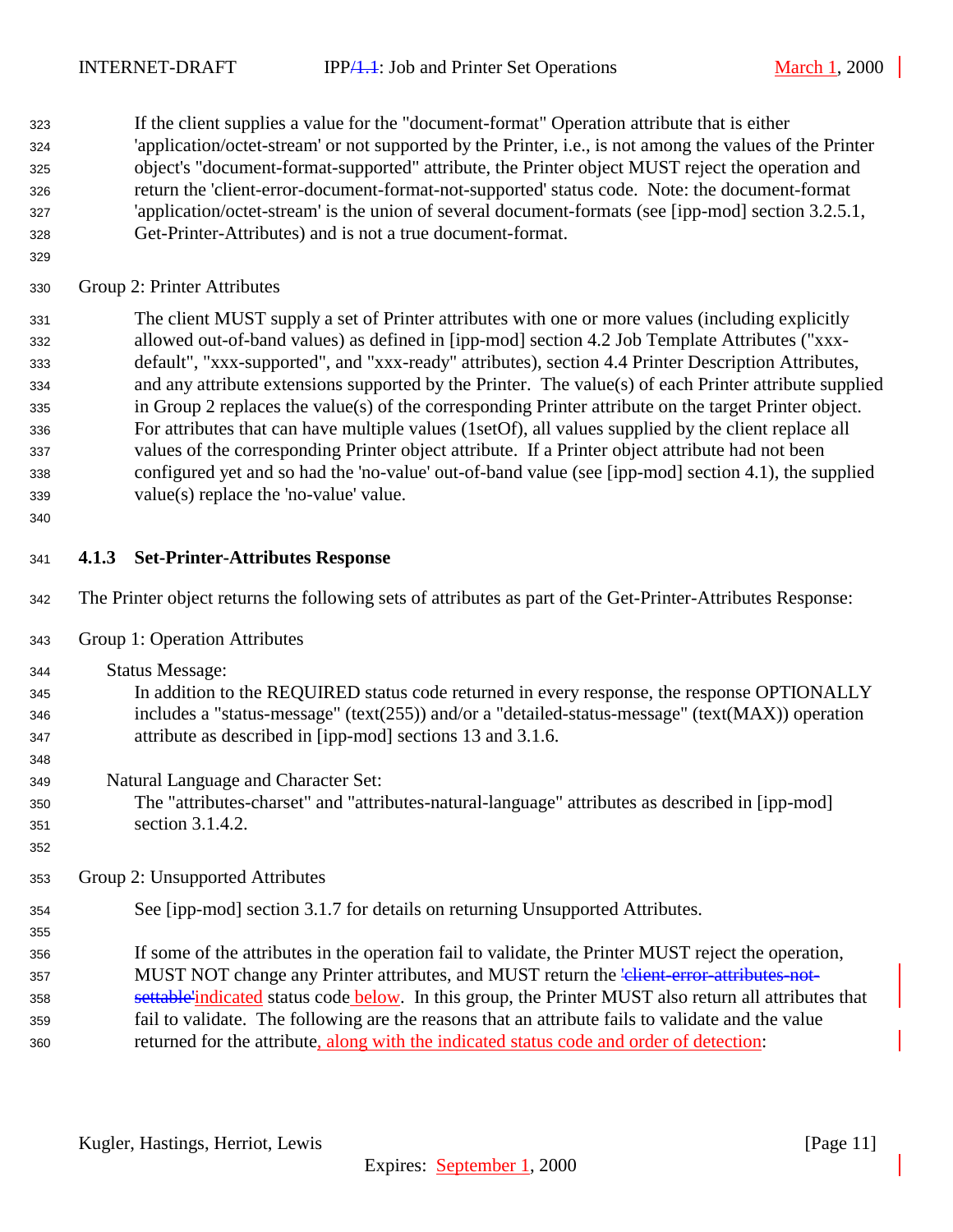If the client supplies a value for the "document-format" Operation attribute that is either 'application/octet-stream' or not supported by the Printer, i.e., is not among the values of the Printer object's "document-format-supported" attribute, the Printer object MUST reject the operation and return the 'client-error-document-format-not-supported' status code. Note: the document-format 'application/octet-stream' is the union of several document-formats (see [ipp-mod] section 3.2.5.1, Get-Printer-Attributes) and is not a true document-format.

Group 2: Printer Attributes

The client MUST supply a set of Printer attributes with one or more values (including explicitly allowed out-of-band values) as defined in [ipp-mod] section 4.2 Job Template Attributes ("xxx-default", "xxx-supported", and "xxx-ready" attributes), section 4.4 Printer Description Attributes, and any attribute extensions supported by the Printer. The value(s) of each Printer attribute supplied in Group 2 replaces the value(s) of the corresponding Printer attribute on the target Printer object. For attributes that can have multiple values (1setOf), all values supplied by the client replace all values of the corresponding Printer object attribute. If a Printer object attribute had not been configured yet and so had the 'no-value' out-of-band value (see [ipp-mod] section 4.1), the supplied value(s) replace the 'no-value' value.

### 4.1.3 Set-Printer-Attributes Response

The Printer object returns the following sets of attributes as part of the Get-Printer-Attributes Response:

Group 1: Operation Attributes

Status Message:
In addition to the REQUIRED status code returned in every response, the response OPTIONALLY includes a "status-message" (text(255)) and/or a "detailed-status-message" (text(MAX)) operation attribute as described in [ipp-mod] sections 13 and 3.1.6.

Natural Language and Character Set:
The "attributes-charset" and "attributes-natural-language" attributes as described in [ipp-mod] section 3.1.4.2.

Group 2: Unsupported Attributes

See [ipp-mod] section 3.1.7 for details on returning Unsupported Attributes.

If some of the attributes in the operation fail to validate, the Printer MUST reject the operation, MUST NOT change any Printer attributes, and MUST return the ~~'client-error-attributes-not-settable'~~indicated status code below. In this group, the Printer MUST also return all attributes that fail to validate. The following are the reasons that an attribute fails to validate and the value returned for the attribute, along with the indicated status code and order of detection: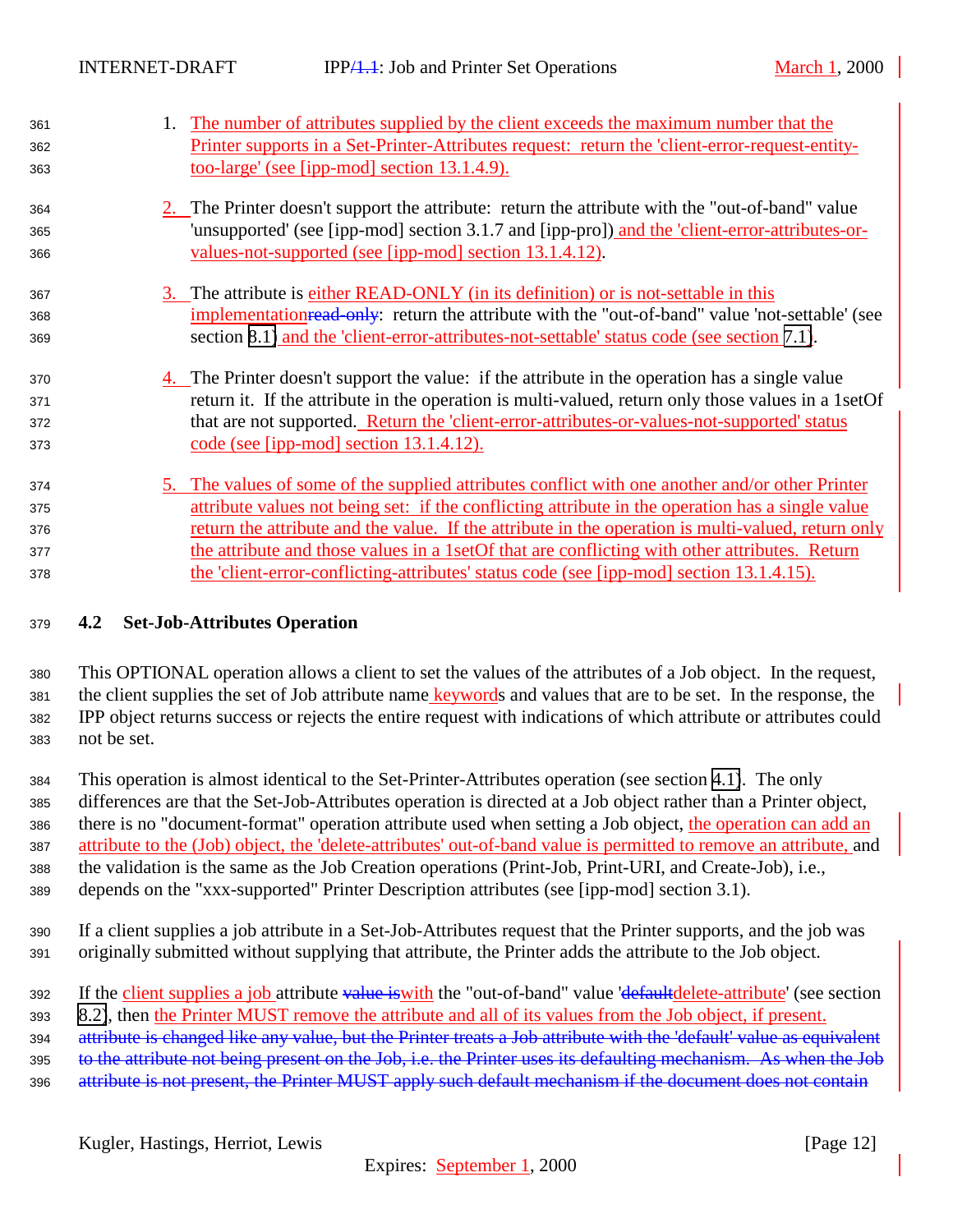1. The number of attributes supplied by the client exceeds the maximum number that the Printer supports in a Set-Printer-Attributes request: return the 'client-error-request-entity-too-large' (see [ipp-mod] section 13.1.4.9).

2. The Printer doesn't support the attribute: return the attribute with the "out-of-band" value 'unsupported' (see [ipp-mod] section 3.1.7 and [ipp-pro]) and the 'client-error-attributes-or-values-not-supported (see [ipp-mod] section 13.1.4.12).

3. The attribute is either READ-ONLY (in its definition) or is not-settable in this implementationread-only: return the attribute with the "out-of-band" value 'not-settable' (see section 8.1) and the 'client-error-attributes-not-settable' status code (see section 7.1).

4. The Printer doesn't support the value: if the attribute in the operation has a single value return it. If the attribute in the operation is multi-valued, return only those values in a 1setOf that are not supported. Return the 'client-error-attributes-or-values-not-supported' status code (see [ipp-mod] section 13.1.4.12).

5. The values of some of the supplied attributes conflict with one another and/or other Printer attribute values not being set: if the conflicting attribute in the operation has a single value return the attribute and the value. If the attribute in the operation is multi-valued, return only the attribute and those values in a 1setOf that are conflicting with other attributes. Return the 'client-error-conflicting-attributes' status code (see [ipp-mod] section 13.1.4.15).

## 4.2 Set-Job-Attributes Operation

This OPTIONAL operation allows a client to set the values of the attributes of a Job object. In the request, the client supplies the set of Job attribute name keywords and values that are to be set. In the response, the IPP object returns success or rejects the entire request with indications of which attribute or attributes could not be set.

This operation is almost identical to the Set-Printer-Attributes operation (see section 4.1). The only differences are that the Set-Job-Attributes operation is directed at a Job object rather than a Printer object, there is no "document-format" operation attribute used when setting a Job object, the operation can add an attribute to the (Job) object, the 'delete-attributes' out-of-band value is permitted to remove an attribute, and the validation is the same as the Job Creation operations (Print-Job, Print-URI, and Create-Job), i.e., depends on the "xxx-supported" Printer Description attributes (see [ipp-mod] section 3.1).

If a client supplies a job attribute in a Set-Job-Attributes request that the Printer supports, and the job was originally submitted without supplying that attribute, the Printer adds the attribute to the Job object.

If the client supplies a job attribute value iswith the "out-of-band" value 'defaultdelete-attribute' (see section 8.2), then the Printer MUST remove the attribute and all of its values from the Job object, if present. attribute is changed like any value, but the Printer treats a Job attribute with the 'default' value as equivalent to the attribute not being present on the Job, i.e. the Printer uses its defaulting mechanism. As when the Job attribute is not present, the Printer MUST apply such default mechanism if the document does not contain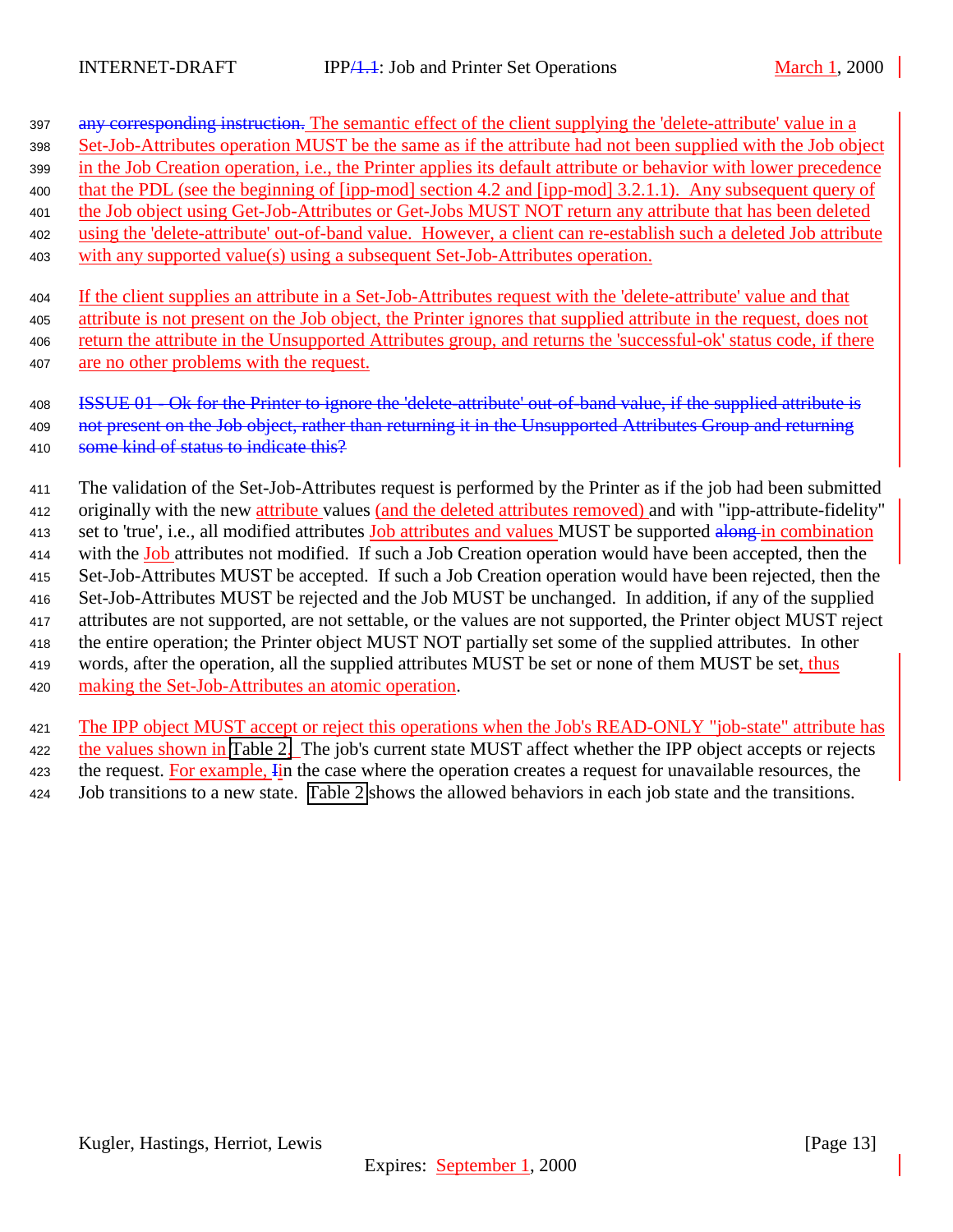any corresponding instruction. The semantic effect of the client supplying the 'delete-attribute' value in a Set-Job-Attributes operation MUST be the same as if the attribute had not been supplied with the Job object in the Job Creation operation, i.e., the Printer applies its default attribute or behavior with lower precedence that the PDL (see the beginning of [ipp-mod] section 4.2 and [ipp-mod] 3.2.1.1). Any subsequent query of the Job object using Get-Job-Attributes or Get-Jobs MUST NOT return any attribute that has been deleted using the 'delete-attribute' out-of-band value. However, a client can re-establish such a deleted Job attribute with any supported value(s) using a subsequent Set-Job-Attributes operation.

If the client supplies an attribute in a Set-Job-Attributes request with the 'delete-attribute' value and that attribute is not present on the Job object, the Printer ignores that supplied attribute in the request, does not return the attribute in the Unsupported Attributes group, and returns the 'successful-ok' status code, if there are no other problems with the request.

~~ISSUE 01 - Ok for the Printer to ignore the 'delete-attribute' out-of-band value, if the supplied attribute is not present on the Job object, rather than returning it in the Unsupported Attributes Group and returning some kind of status to indicate this?~~

The validation of the Set-Job-Attributes request is performed by the Printer as if the job had been submitted originally with the new attribute values (and the deleted attributes removed) and with "ipp-attribute-fidelity" set to 'true', i.e., all modified attributes Job attributes and values MUST be supported ~~along~~ in combination with the Job attributes not modified. If such a Job Creation operation would have been accepted, then the Set-Job-Attributes MUST be accepted. If such a Job Creation operation would have been rejected, then the Set-Job-Attributes MUST be rejected and the Job MUST be unchanged. In addition, if any of the supplied attributes are not supported, are not settable, or the values are not supported, the Printer object MUST reject the entire operation; the Printer object MUST NOT partially set some of the supplied attributes. In other words, after the operation, all the supplied attributes MUST be set or none of them MUST be set, thus making the Set-Job-Attributes an atomic operation.

The IPP object MUST accept or reject this operations when the Job's READ-ONLY "job-state" attribute has the values shown in Table 2. The job's current state MUST affect whether the IPP object accepts or rejects the request. For example, ~~I~~in the case where the operation creates a request for unavailable resources, the Job transitions to a new state. Table 2 shows the allowed behaviors in each job state and the transitions.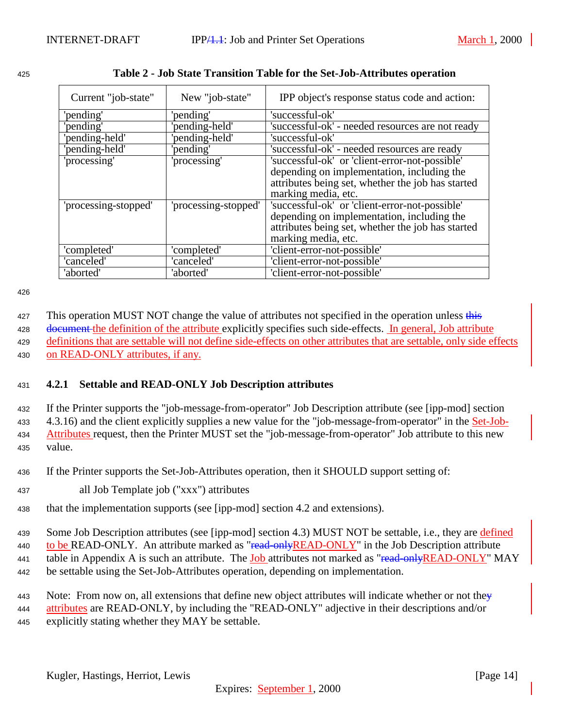**Table 2 - Job State Transition Table for the Set-Job-Attributes operation**

| Current "job-state" | New "job-state" | IPP object's response status code and action: |
|---|---|---|
| 'pending' | 'pending' | 'successful-ok' |
| 'pending' | 'pending-held' | 'successful-ok' - needed resources are not ready |
| 'pending-held' | 'pending-held' | 'successful-ok' |
| 'pending-held' | 'pending' | 'successful-ok' - needed resources are ready |
| 'processing' | 'processing' | 'successful-ok' or 'client-error-not-possible' depending on implementation, including the attributes being set, whether the job has started marking media, etc. |
| 'processing-stopped' | 'processing-stopped' | 'successful-ok' or 'client-error-not-possible' depending on implementation, including the attributes being set, whether the job has started marking media, etc. |
| 'completed' | 'completed' | 'client-error-not-possible' |
| 'canceled' | 'canceled' | 'client-error-not-possible' |
| 'aborted' | 'aborted' | 'client-error-not-possible' |

This operation MUST NOT change the value of attributes not specified in the operation unless ~~this document~~ the definition of the attribute explicitly specifies such side-effects. In general, Job attribute definitions that are settable will not define side-effects on other attributes that are settable, only side effects on READ-ONLY attributes, if any.

### 4.2.1 Settable and READ-ONLY Job Description attributes

If the Printer supports the "job-message-from-operator" Job Description attribute (see [ipp-mod] section 4.3.16) and the client explicitly supplies a new value for the "job-message-from-operator" in the Set-Job-Attributes request, then the Printer MUST set the "job-message-from-operator" Job attribute to this new value.

If the Printer supports the Set-Job-Attributes operation, then it SHOULD support setting of:

all Job Template job ("xxx") attributes

that the implementation supports (see [ipp-mod] section 4.2 and extensions).

Some Job Description attributes (see [ipp-mod] section 4.3) MUST NOT be settable, i.e., they are defined to be READ-ONLY. An attribute marked as "~~read-only~~READ-ONLY" in the Job Description attribute table in Appendix A is such an attribute. The Job attributes not marked as "~~read-only~~READ-ONLY" MAY be settable using the Set-Job-Attributes operation, depending on implementation.

Note: From now on, all extensions that define new object attributes will indicate whether or not the~~y~~ attributes are READ-ONLY, by including the "READ-ONLY" adjective in their descriptions and/or explicitly stating whether they MAY be settable.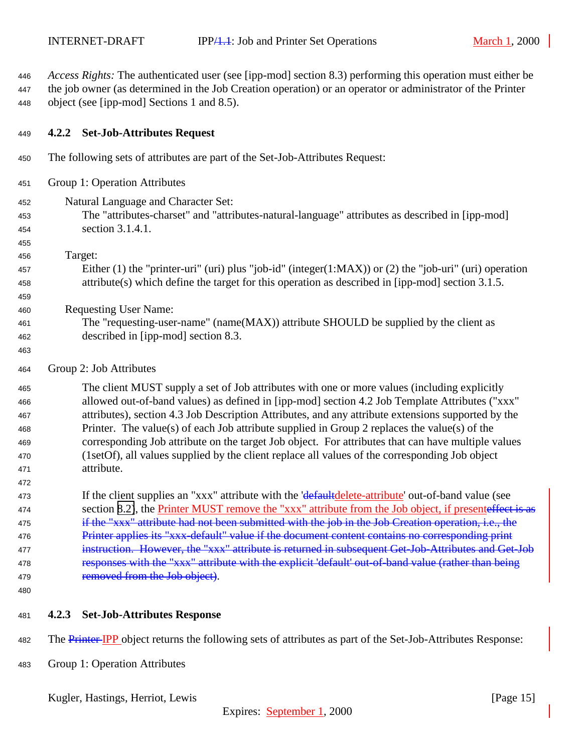*Access Rights:* The authenticated user (see [ipp-mod] section 8.3) performing this operation must either be the job owner (as determined in the Job Creation operation) or an operator or administrator of the Printer object (see [ipp-mod] Sections 1 and 8.5).

### 4.2.2 Set-Job-Attributes Request

The following sets of attributes are part of the Set-Job-Attributes Request:

Group 1: Operation Attributes

Natural Language and Character Set:
The "attributes-charset" and "attributes-natural-language" attributes as described in [ipp-mod] section 3.1.4.1.

Target:
Either (1) the "printer-uri" (uri) plus "job-id" (integer(1:MAX)) or (2) the "job-uri" (uri) operation attribute(s) which define the target for this operation as described in [ipp-mod] section 3.1.5.

Requesting User Name:
The "requesting-user-name" (name(MAX)) attribute SHOULD be supplied by the client as described in [ipp-mod] section 8.3.

Group 2: Job Attributes

The client MUST supply a set of Job attributes with one or more values (including explicitly allowed out-of-band values) as defined in [ipp-mod] section 4.2 Job Template Attributes ("xxx" attributes), section 4.3 Job Description Attributes, and any attribute extensions supported by the Printer. The value(s) of each Job attribute supplied in Group 2 replaces the value(s) of the corresponding Job attribute on the target Job object. For attributes that can have multiple values (1setOf), all values supplied by the client replace all values of the corresponding Job object attribute.

If the client supplies an "xxx" attribute with the '~~default~~delete-attribute' out-of-band value (see section 8.2), the Printer MUST remove the "xxx" attribute from the Job object, if present~~effect is as if the "xxx" attribute had not been submitted with the job in the Job Creation operation, i.e., the Printer applies its "xxx-default" value if the document content contains no corresponding print instruction. However, the "xxx" attribute is returned in subsequent Get-Job-Attributes and Get-Job responses with the "xxx" attribute with the explicit 'default' out-of-band value (rather than being removed from the Job object)~~.

### 4.2.3 Set-Job-Attributes Response

The ~~Printer~~ IPP object returns the following sets of attributes as part of the Set-Job-Attributes Response:

Group 1: Operation Attributes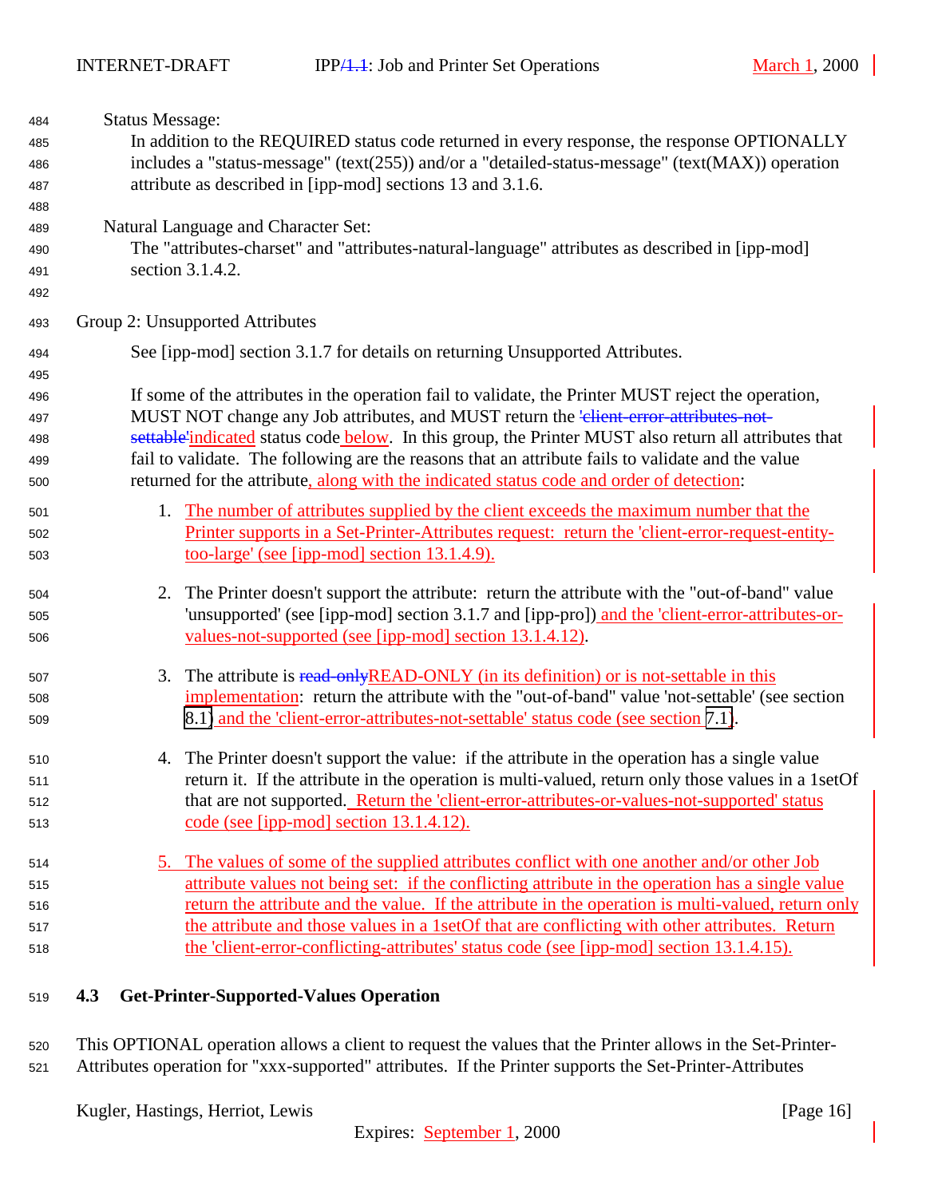Status Message:

In addition to the REQUIRED status code returned in every response, the response OPTIONALLY includes a "status-message" (text(255)) and/or a "detailed-status-message" (text(MAX)) operation attribute as described in [ipp-mod] sections 13 and 3.1.6.

Natural Language and Character Set:

The "attributes-charset" and "attributes-natural-language" attributes as described in [ipp-mod] section 3.1.4.2.

Group 2: Unsupported Attributes

See [ipp-mod] section 3.1.7 for details on returning Unsupported Attributes.

If some of the attributes in the operation fail to validate, the Printer MUST reject the operation, MUST NOT change any Job attributes, and MUST return the ~~'client-error-attributes-not-settable'~~indicated status code below. In this group, the Printer MUST also return all attributes that fail to validate. The following are the reasons that an attribute fails to validate and the value returned for the attribute, along with the indicated status code and order of detection:

1. The number of attributes supplied by the client exceeds the maximum number that the Printer supports in a Set-Printer-Attributes request: return the 'client-error-request-entity-too-large' (see [ipp-mod] section 13.1.4.9).

2. The Printer doesn't support the attribute: return the attribute with the "out-of-band" value 'unsupported' (see [ipp-mod] section 3.1.7 and [ipp-pro]) and the 'client-error-attributes-or-values-not-supported (see [ipp-mod] section 13.1.4.12).

3. The attribute is ~~read-only~~READ-ONLY (in its definition) or is not-settable in this implementation: return the attribute with the "out-of-band" value 'not-settable' (see section 8.1) and the 'client-error-attributes-not-settable' status code (see section 7.1).

4. The Printer doesn't support the value: if the attribute in the operation has a single value return it. If the attribute in the operation is multi-valued, return only those values in a 1setOf that are not supported. Return the 'client-error-attributes-or-values-not-supported' status code (see [ipp-mod] section 13.1.4.12).

5. The values of some of the supplied attributes conflict with one another and/or other Job attribute values not being set: if the conflicting attribute in the operation has a single value return the attribute and the value. If the attribute in the operation is multi-valued, return only the attribute and those values in a 1setOf that are conflicting with other attributes. Return the 'client-error-conflicting-attributes' status code (see [ipp-mod] section 13.1.4.15).

### 4.3 Get-Printer-Supported-Values Operation

This OPTIONAL operation allows a client to request the values that the Printer allows in the Set-Printer-Attributes operation for "xxx-supported" attributes. If the Printer supports the Set-Printer-Attributes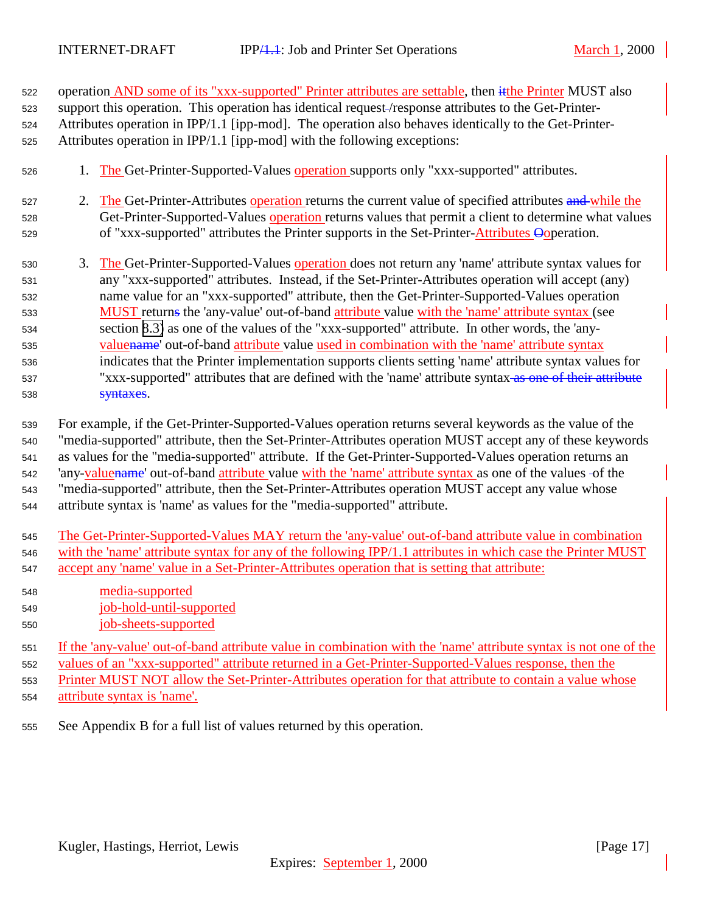operation AND some of its "xxx-supported" Printer attributes are settable, then the Printer MUST also support this operation. This operation has identical request/response attributes to the Get-Printer-Attributes operation in IPP/1.1 [ipp-mod]. The operation also behaves identically to the Get-Printer-Attributes operation in IPP/1.1 [ipp-mod] with the following exceptions:

1. The Get-Printer-Supported-Values operation supports only "xxx-supported" attributes.

2. The Get-Printer-Attributes operation returns the current value of specified attributes while the Get-Printer-Supported-Values operation returns values that permit a client to determine what values of "xxx-supported" attributes the Printer supports in the Set-Printer-Attributes operation.

3. The Get-Printer-Supported-Values operation does not return any 'name' attribute syntax values for any "xxx-supported" attributes. Instead, if the Set-Printer-Attributes operation will accept (any) name value for an "xxx-supported" attribute, then the Get-Printer-Supported-Values operation MUST return the 'any-value' out-of-band attribute value with the 'name' attribute syntax (see section 8.3) as one of the values of the "xxx-supported" attribute. In other words, the 'any-value' out-of-band attribute value used in combination with the 'name' attribute syntax indicates that the Printer implementation supports clients setting 'name' attribute syntax values for "xxx-supported" attributes that are defined with the 'name' attribute syntax.

For example, if the Get-Printer-Supported-Values operation returns several keywords as the value of the "media-supported" attribute, then the Set-Printer-Attributes operation MUST accept any of these keywords as values for the "media-supported" attribute. If the Get-Printer-Supported-Values operation returns an 'any-value' out-of-band attribute value with the 'name' attribute syntax as one of the values of the "media-supported" attribute, then the Set-Printer-Attributes operation MUST accept any value whose attribute syntax is 'name' as values for the "media-supported" attribute.

The Get-Printer-Supported-Values MAY return the 'any-value' out-of-band attribute value in combination with the 'name' attribute syntax for any of the following IPP/1.1 attributes in which case the Printer MUST accept any 'name' value in a Set-Printer-Attributes operation that is setting that attribute:

media-supported
job-hold-until-supported
job-sheets-supported

If the 'any-value' out-of-band attribute value in combination with the 'name' attribute syntax is not one of the values of an "xxx-supported" attribute returned in a Get-Printer-Supported-Values response, then the Printer MUST NOT allow the Set-Printer-Attributes operation for that attribute to contain a value whose attribute syntax is 'name'.

See Appendix B for a full list of values returned by this operation.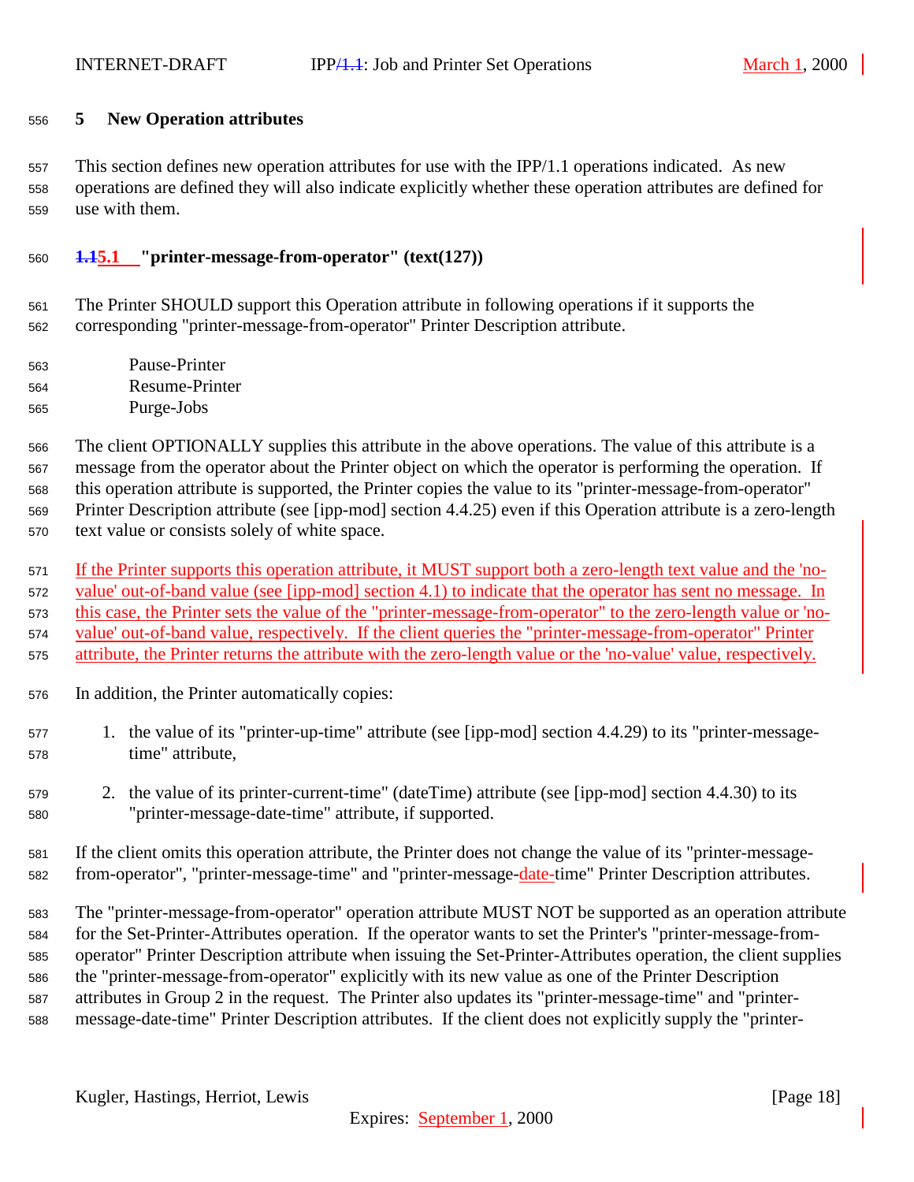# 5 New Operation attributes

This section defines new operation attributes for use with the IPP/1.1 operations indicated. As new operations are defined they will also indicate explicitly whether these operation attributes are defined for use with them.

## 5.1 "printer-message-from-operator" (text(127))

The Printer SHOULD support this Operation attribute in following operations if it supports the corresponding "printer-message-from-operator" Printer Description attribute.

Pause-Printer
Resume-Printer
Purge-Jobs

The client OPTIONALLY supplies this attribute in the above operations. The value of this attribute is a message from the operator about the Printer object on which the operator is performing the operation. If this operation attribute is supported, the Printer copies the value to its "printer-message-from-operator" Printer Description attribute (see [ipp-mod] section 4.4.25) even if this Operation attribute is a zero-length text value or consists solely of white space.

If the Printer supports this operation attribute, it MUST support both a zero-length text value and the 'no-value' out-of-band value (see [ipp-mod] section 4.1) to indicate that the operator has sent no message. In this case, the Printer sets the value of the "printer-message-from-operator" to the zero-length value or 'no-value' out-of-band value, respectively. If the client queries the "printer-message-from-operator" Printer attribute, the Printer returns the attribute with the zero-length value or the 'no-value' value, respectively.

In addition, the Printer automatically copies:

1. the value of its "printer-up-time" attribute (see [ipp-mod] section 4.4.29) to its "printer-message-time" attribute,

2. the value of its printer-current-time" (dateTime) attribute (see [ipp-mod] section 4.4.30) to its "printer-message-date-time" attribute, if supported.

If the client omits this operation attribute, the Printer does not change the value of its "printer-message-from-operator", "printer-message-time" and "printer-message-date-time" Printer Description attributes.

The "printer-message-from-operator" operation attribute MUST NOT be supported as an operation attribute for the Set-Printer-Attributes operation. If the operator wants to set the Printer's "printer-message-from-operator" Printer Description attribute when issuing the Set-Printer-Attributes operation, the client supplies the "printer-message-from-operator" explicitly with its new value as one of the Printer Description attributes in Group 2 in the request. The Printer also updates its "printer-message-time" and "printer-message-date-time" Printer Description attributes. If the client does not explicitly supply the "printer-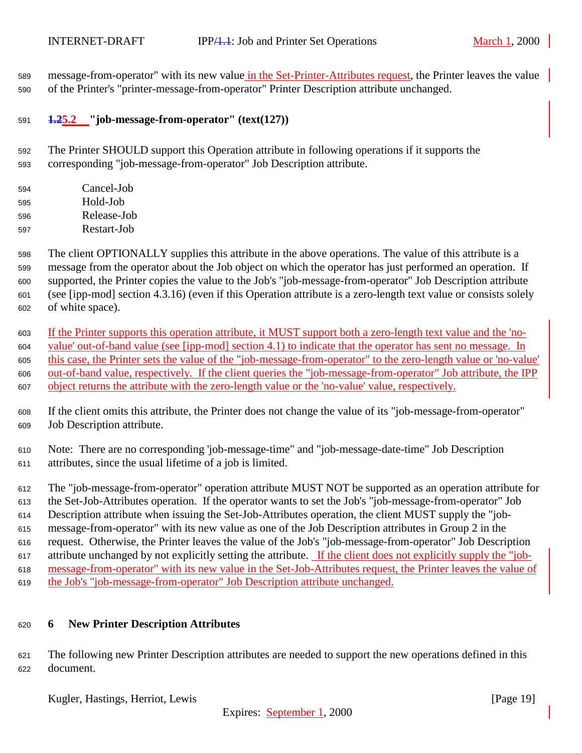message-from-operator" with its new value in the Set-Printer-Attributes request, the Printer leaves the value of the Printer's "printer-message-from-operator" Printer Description attribute unchanged.

### 5.2 "job-message-from-operator" (text(127))

The Printer SHOULD support this Operation attribute in following operations if it supports the corresponding "job-message-from-operator" Job Description attribute.

- Cancel-Job
- Hold-Job
- Release-Job
- Restart-Job

The client OPTIONALLY supplies this attribute in the above operations. The value of this attribute is a message from the operator about the Job object on which the operator has just performed an operation. If supported, the Printer copies the value to the Job's "job-message-from-operator" Job Description attribute (see [ipp-mod] section 4.3.16) (even if this Operation attribute is a zero-length text value or consists solely of white space).

If the Printer supports this operation attribute, it MUST support both a zero-length text value and the 'no-value' out-of-band value (see [ipp-mod] section 4.1) to indicate that the operator has sent no message. In this case, the Printer sets the value of the "job-message-from-operator" to the zero-length value or 'no-value' out-of-band value, respectively. If the client queries the "job-message-from-operator" Job attribute, the IPP object returns the attribute with the zero-length value or the 'no-value' value, respectively.

If the client omits this attribute, the Printer does not change the value of its "job-message-from-operator" Job Description attribute.

Note: There are no corresponding 'job-message-time" and "job-message-date-time" Job Description attributes, since the usual lifetime of a job is limited.

The "job-message-from-operator" operation attribute MUST NOT be supported as an operation attribute for the Set-Job-Attributes operation. If the operator wants to set the Job's "job-message-from-operator" Job Description attribute when issuing the Set-Job-Attributes operation, the client MUST supply the "job-message-from-operator" with its new value as one of the Job Description attributes in Group 2 in the request. Otherwise, the Printer leaves the value of the Job's "job-message-from-operator" Job Description attribute unchanged by not explicitly setting the attribute. If the client does not explicitly supply the "job-message-from-operator" with its new value in the Set-Job-Attributes request, the Printer leaves the value of the Job's "job-message-from-operator" Job Description attribute unchanged.

## 6 New Printer Description Attributes

The following new Printer Description attributes are needed to support the new operations defined in this document.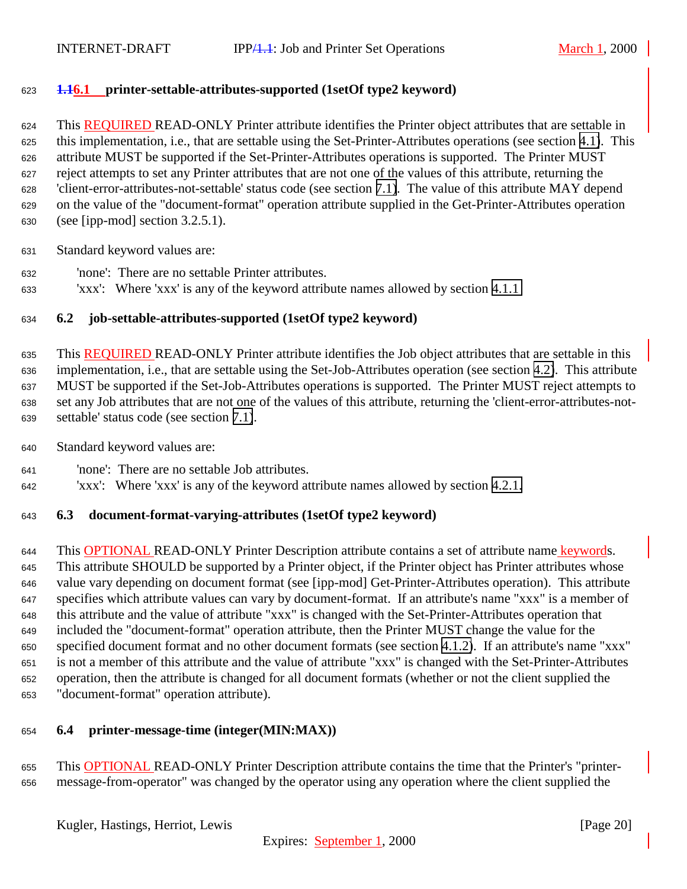## 6.1 printer-settable-attributes-supported (1setOf type2 keyword)

This REQUIRED READ-ONLY Printer attribute identifies the Printer object attributes that are settable in this implementation, i.e., that are settable using the Set-Printer-Attributes operations (see section 4.1). This attribute MUST be supported if the Set-Printer-Attributes operations is supported. The Printer MUST reject attempts to set any Printer attributes that are not one of the values of this attribute, returning the 'client-error-attributes-not-settable' status code (see section 7.1). The value of this attribute MAY depend on the value of the "document-format" operation attribute supplied in the Get-Printer-Attributes operation (see [ipp-mod] section 3.2.5.1).

Standard keyword values are:

'none': There are no settable Printer attributes.
'xxx': Where 'xxx' is any of the keyword attribute names allowed by section 4.1.1

## 6.2 job-settable-attributes-supported (1setOf type2 keyword)

This REQUIRED READ-ONLY Printer attribute identifies the Job object attributes that are settable in this implementation, i.e., that are settable using the Set-Job-Attributes operation (see section 4.2). This attribute MUST be supported if the Set-Job-Attributes operations is supported. The Printer MUST reject attempts to set any Job attributes that are not one of the values of this attribute, returning the 'client-error-attributes-not-settable' status code (see section 7.1).

Standard keyword values are:

'none': There are no settable Job attributes.
'xxx': Where 'xxx' is any of the keyword attribute names allowed by section 4.2.1.

## 6.3 document-format-varying-attributes (1setOf type2 keyword)

This OPTIONAL READ-ONLY Printer Description attribute contains a set of attribute name keywords. This attribute SHOULD be supported by a Printer object, if the Printer object has Printer attributes whose value vary depending on document format (see [ipp-mod] Get-Printer-Attributes operation). This attribute specifies which attribute values can vary by document-format. If an attribute's name "xxx" is a member of this attribute and the value of attribute "xxx" is changed with the Set-Printer-Attributes operation that included the "document-format" operation attribute, then the Printer MUST change the value for the specified document format and no other document formats (see section 4.1.2). If an attribute's name "xxx" is not a member of this attribute and the value of attribute "xxx" is changed with the Set-Printer-Attributes operation, then the attribute is changed for all document formats (whether or not the client supplied the "document-format" operation attribute).

## 6.4 printer-message-time (integer(MIN:MAX))

This OPTIONAL READ-ONLY Printer Description attribute contains the time that the Printer's "printer-message-from-operator" was changed by the operator using any operation where the client supplied the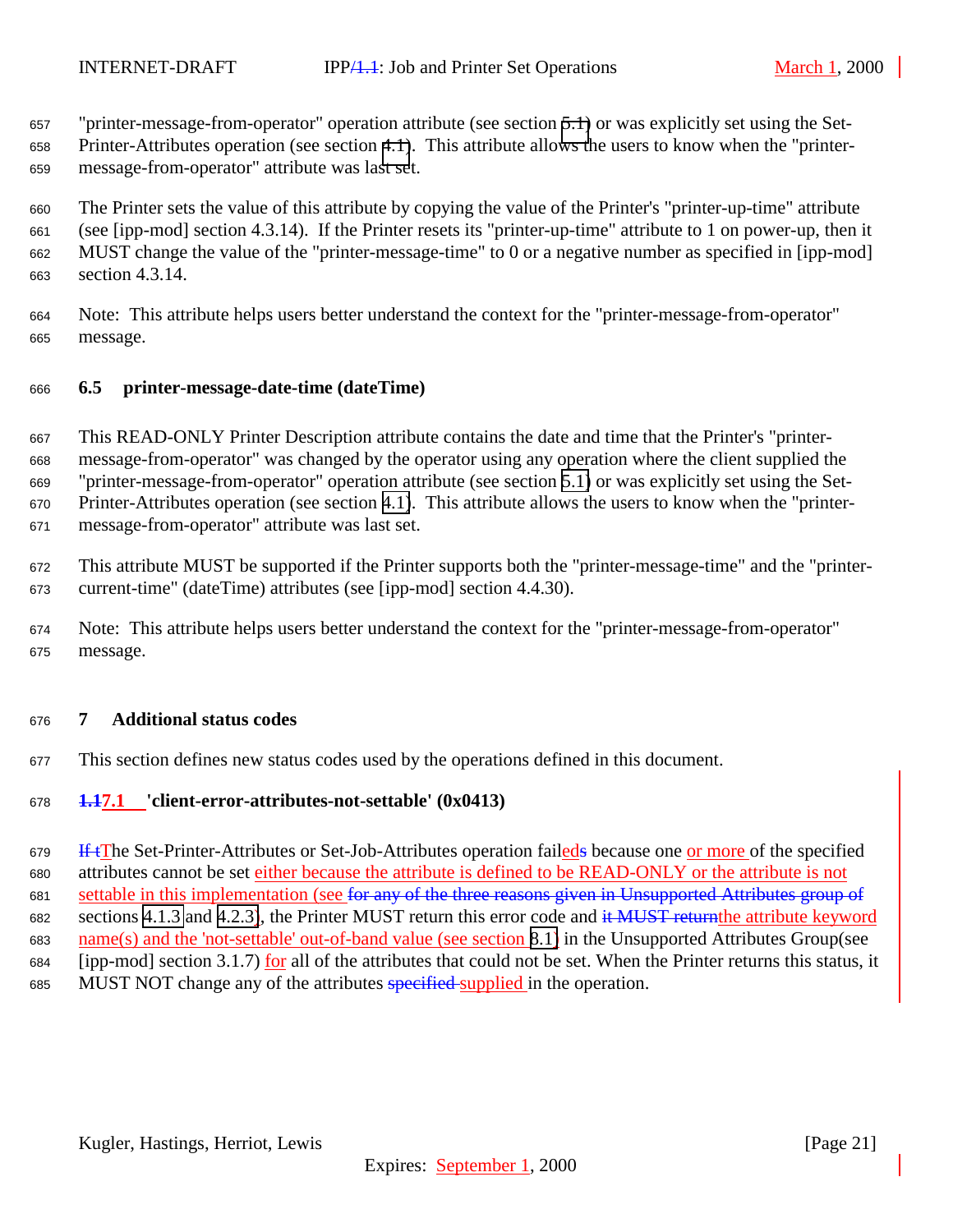"printer-message-from-operator" operation attribute (see section 5.1) or was explicitly set using the Set-Printer-Attributes operation (see section 4.1). This attribute allows the users to know when the "printer-message-from-operator" attribute was last set.

The Printer sets the value of this attribute by copying the value of the Printer's "printer-up-time" attribute (see [ipp-mod] section 4.3.14). If the Printer resets its "printer-up-time" attribute to 1 on power-up, then it MUST change the value of the "printer-message-time" to 0 or a negative number as specified in [ipp-mod] section 4.3.14.

Note: This attribute helps users better understand the context for the "printer-message-from-operator" message.

### 6.5 printer-message-date-time (dateTime)

This READ-ONLY Printer Description attribute contains the date and time that the Printer's "printer-message-from-operator" was changed by the operator using any operation where the client supplied the "printer-message-from-operator" operation attribute (see section 5.1) or was explicitly set using the Set-Printer-Attributes operation (see section 4.1). This attribute allows the users to know when the "printer-message-from-operator" attribute was last set.

This attribute MUST be supported if the Printer supports both the "printer-message-time" and the "printer-current-time" (dateTime) attributes (see [ipp-mod] section 4.4.30).

Note: This attribute helps users better understand the context for the "printer-message-from-operator" message.

## 7 Additional status codes

This section defines new status codes used by the operations defined in this document.

### ~~1.1~~7.1 'client-error-attributes-not-settable' (0x0413)

~~If t~~The Set-Printer-Attributes or Set-Job-Attributes operation fail~~s~~eds because one or more of the specified attributes cannot be set either because the attribute is defined to be READ-ONLY or the attribute is not settable in this implementation (see ~~for any of the three reasons given in Unsupported Attributes group of~~ sections 4.1.3 and 4.2.3), the Printer MUST return this error code and ~~it MUST return~~the attribute keyword name(s) and the 'not-settable' out-of-band value (see section 8.1) in the Unsupported Attributes Group(see [ipp-mod] section 3.1.7) for all of the attributes that could not be set. When the Printer returns this status, it MUST NOT change any of the attributes ~~specified~~ supplied in the operation.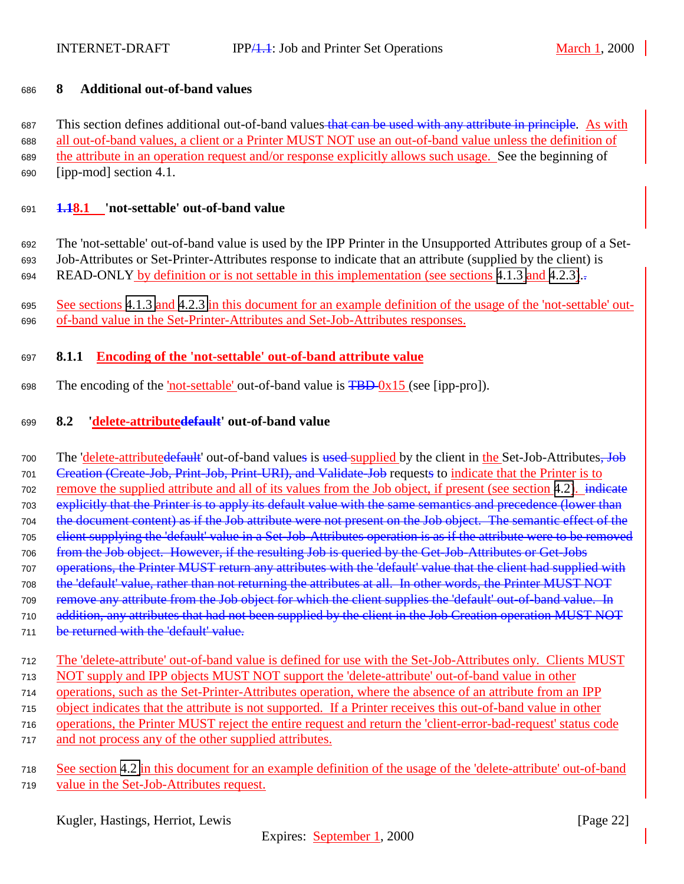# 8 Additional out-of-band values

This section defines additional out-of-band values ~~that can be used with any attribute in principle~~. As with all out-of-band values, a client or a Printer MUST NOT use an out-of-band value unless the definition of the attribute in an operation request and/or response explicitly allows such usage. See the beginning of [ipp-mod] section 4.1.

## ~~1.1~~8.1 'not-settable' out-of-band value

The 'not-settable' out-of-band value is used by the IPP Printer in the Unsupported Attributes group of a Set-Job-Attributes or Set-Printer-Attributes response to indicate that an attribute (supplied by the client) is READ-ONLY by definition or is not settable in this implementation (see sections 4.1.3 and 4.2.3)~~.~~.

See sections 4.1.3 and 4.2.3 in this document for an example definition of the usage of the 'not-settable' out-of-band value in the Set-Printer-Attributes and Set-Job-Attributes responses.

### 8.1.1 Encoding of the 'not-settable' out-of-band attribute value

The encoding of the 'not-settable' out-of-band value is ~~TBD~~ 0x15 (see [ipp-pro]).

## 8.2 'delete-attribute~~default~~' out-of-band value

The 'delete-attribute~~default~~' out-of-band value~~s~~ is ~~used~~ supplied by the client in the Set-Job-Attributes~~, Job Creation (Create-Job, Print-Job, Print-URI), and Validate-Job~~ request~~s~~ to indicate that the Printer is to remove the supplied attribute and all of its values from the Job object, if present (see section 4.2). ~~indicate explicitly that the Printer is to apply its default value with the same semantics and precedence (lower than the document content) as if the Job attribute were not present on the Job object. The semantic effect of the client supplying the 'default' value in a Set-Job-Attributes operation is as if the attribute were to be removed from the Job object. However, if the resulting Job is queried by the Get-Job-Attributes or Get-Jobs operations, the Printer MUST return any attributes with the 'default' value that the client had supplied with the 'default' value, rather than not returning the attributes at all. In other words, the Printer MUST NOT remove any attribute from the Job object for which the client supplies the 'default' out-of-band value. In addition, any attributes that had not been supplied by the client in the Job Creation operation MUST NOT be returned with the 'default' value.~~

The 'delete-attribute' out-of-band value is defined for use with the Set-Job-Attributes only. Clients MUST NOT supply and IPP objects MUST NOT support the 'delete-attribute' out-of-band value in other operations, such as the Set-Printer-Attributes operation, where the absence of an attribute from an IPP object indicates that the attribute is not supported. If a Printer receives this out-of-band value in other operations, the Printer MUST reject the entire request and return the 'client-error-bad-request' status code and not process any of the other supplied attributes.

See section 4.2 in this document for an example definition of the usage of the 'delete-attribute' out-of-band value in the Set-Job-Attributes request.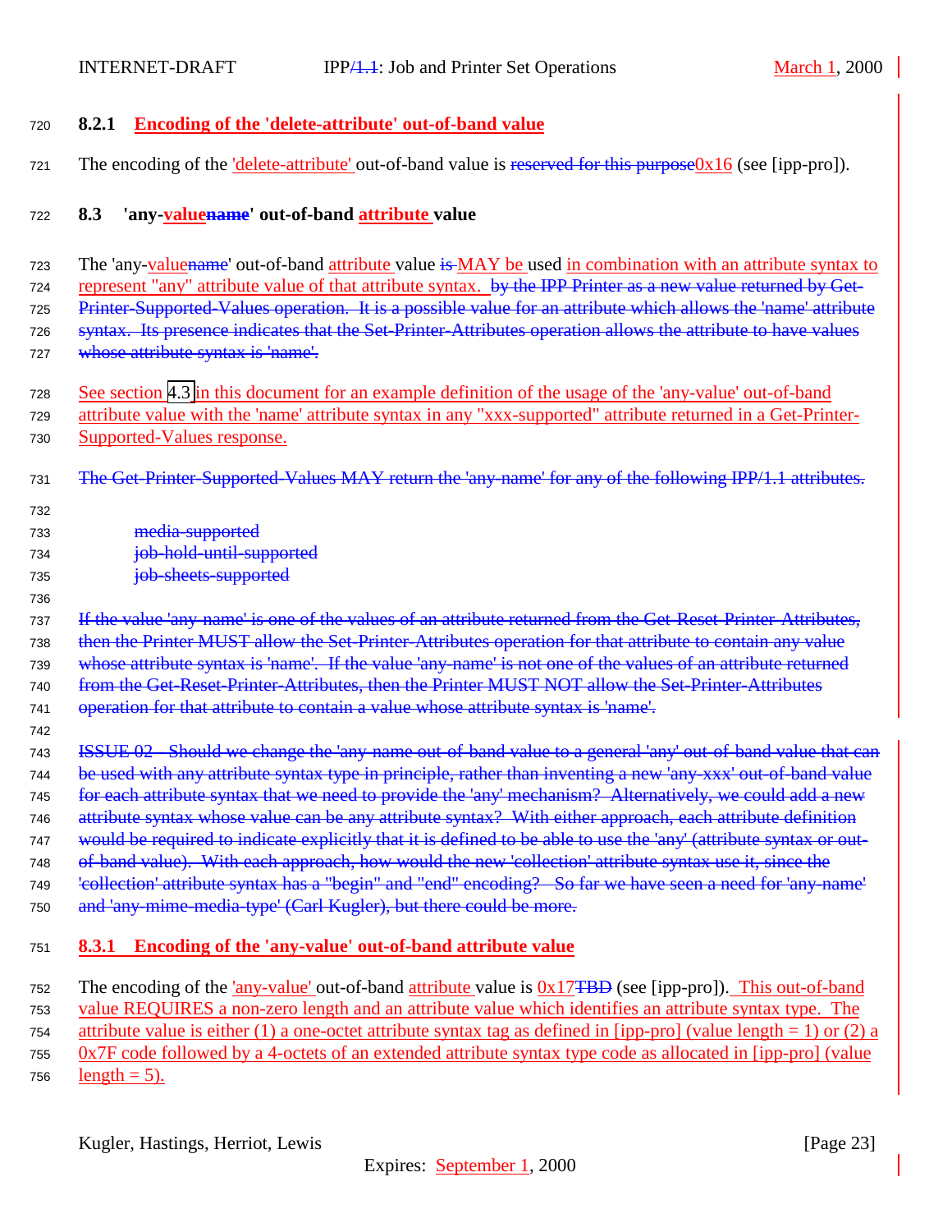#### 8.2.1 Encoding of the 'delete-attribute' out-of-band value

The encoding of the 'delete-attribute' out-of-band value is ~~reserved for this purpose~~0x16 (see [ipp-pro]).

### 8.3 'any-value~~name~~' out-of-band attribute value

The 'any-value~~name~~' out-of-band attribute value ~~is~~ MAY be used in combination with an attribute syntax to represent "any" attribute value of that attribute syntax. ~~by the IPP Printer as a new value returned by Get-Printer-Supported-Values operation. It is a possible value for an attribute which allows the 'name' attribute syntax. Its presence indicates that the Set-Printer-Attributes operation allows the attribute to have values whose attribute syntax is 'name'.~~

See section 4.3 in this document for an example definition of the usage of the 'any-value' out-of-band attribute value with the 'name' attribute syntax in any "xxx-supported" attribute returned in a Get-Printer-Supported-Values response.

~~The Get-Printer-Supported-Values MAY return the 'any-name' for any of the following IPP/1.1 attributes.~~

~~media-supported~~
~~job-hold-until-supported~~
~~job-sheets-supported~~

~~If the value 'any-name' is one of the values of an attribute returned from the Get-Reset-Printer-Attributes, then the Printer MUST allow the Set-Printer-Attributes operation for that attribute to contain any value whose attribute syntax is 'name'. If the value 'any-name' is not one of the values of an attribute returned from the Get-Reset-Printer-Attributes, then the Printer MUST NOT allow the Set-Printer-Attributes operation for that attribute to contain a value whose attribute syntax is 'name'.~~

~~ISSUE 02 - Should we change the 'any-name out-of-band value to a general 'any' out-of-band value that can be used with any attribute syntax type in principle, rather than inventing a new 'any-xxx' out-of-band value for each attribute syntax that we need to provide the 'any' mechanism? Alternatively, we could add a new attribute syntax whose value can be any attribute syntax? With either approach, each attribute definition would be required to indicate explicitly that it is defined to be able to use the 'any' (attribute syntax or out-of-band value). With each approach, how would the new 'collection' attribute syntax use it, since the 'collection' attribute syntax has a "begin" and "end" encoding? So far we have seen a need for 'any-name' and 'any-mime-media-type' (Carl Kugler), but there could be more.~~

#### 8.3.1 Encoding of the 'any-value' out-of-band attribute value

The encoding of the 'any-value' out-of-band attribute value is 0x17~~TBD~~ (see [ipp-pro]). This out-of-band value REQUIRES a non-zero length and an attribute value which identifies an attribute syntax type. The attribute value is either (1) a one-octet attribute syntax tag as defined in [ipp-pro] (value length = 1) or (2) a 0x7F code followed by a 4-octets of an extended attribute syntax type code as allocated in [ipp-pro] (value length = 5).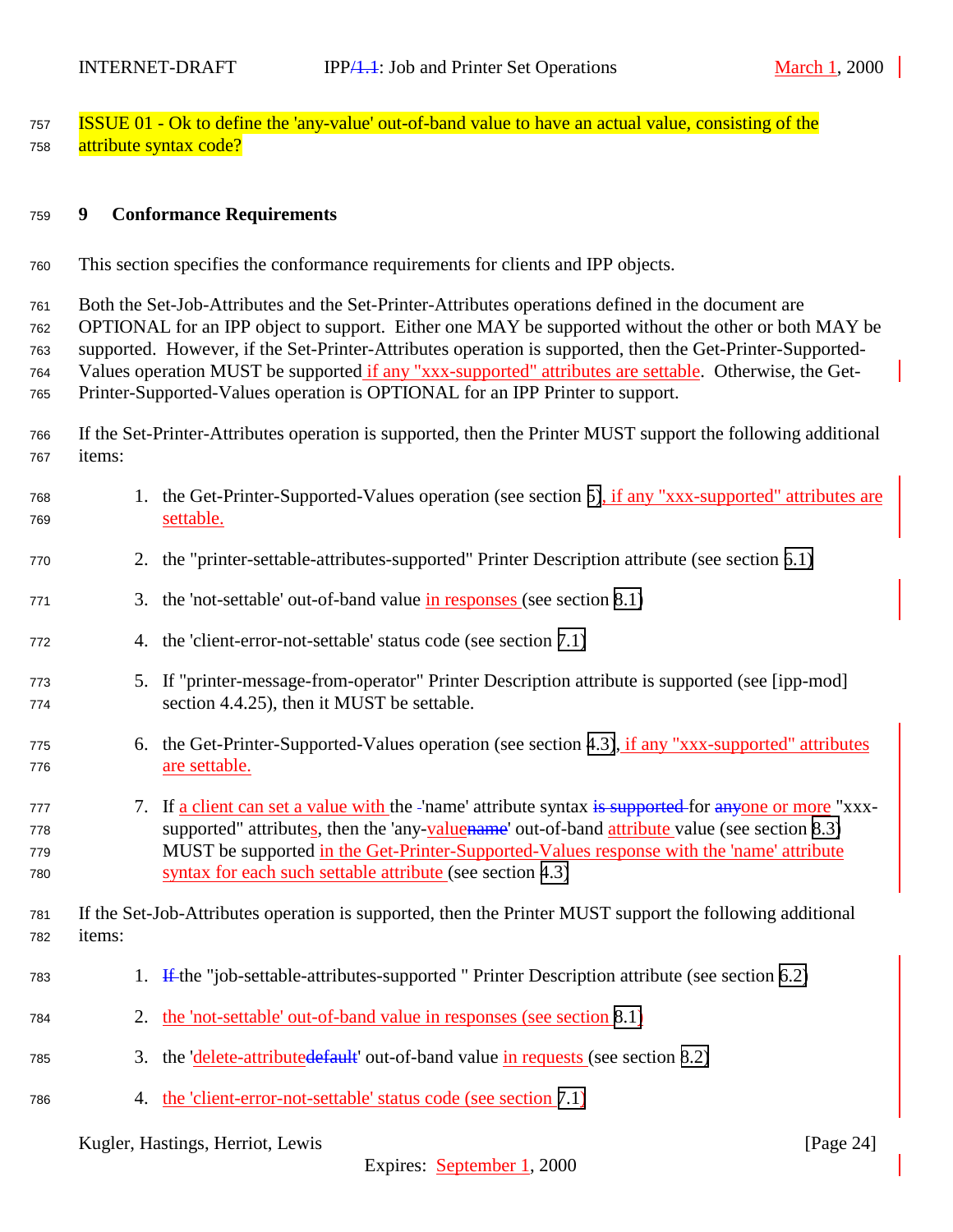ISSUE 01 - Ok to define the 'any-value' out-of-band value to have an actual value, consisting of the attribute syntax code?

## 9 Conformance Requirements

This section specifies the conformance requirements for clients and IPP objects.

Both the Set-Job-Attributes and the Set-Printer-Attributes operations defined in the document are OPTIONAL for an IPP object to support. Either one MAY be supported without the other or both MAY be supported. However, if the Set-Printer-Attributes operation is supported, then the Get-Printer-Supported-Values operation MUST be supported if any "xxx-supported" attributes are settable. Otherwise, the Get-Printer-Supported-Values operation is OPTIONAL for an IPP Printer to support.

If the Set-Printer-Attributes operation is supported, then the Printer MUST support the following additional items:

1. the Get-Printer-Supported-Values operation (see section 5), if any "xxx-supported" attributes are settable.
2. the "printer-settable-attributes-supported" Printer Description attribute (see section 6.1)
3. the 'not-settable' out-of-band value in responses (see section 8.1)
4. the 'client-error-not-settable' status code (see section 7.1)
5. If "printer-message-from-operator" Printer Description attribute is supported (see [ipp-mod] section 4.4.25), then it MUST be settable.
6. the Get-Printer-Supported-Values operation (see section 4.3), if any "xxx-supported" attributes are settable.
7. If a client can set a value with the 'name' attribute syntax for one or more "xxx-supported" attributes, then the 'any-value' out-of-band attribute value (see section 8.3) MUST be supported in the Get-Printer-Supported-Values response with the 'name' attribute syntax for each such settable attribute (see section 4.3)

If the Set-Job-Attributes operation is supported, then the Printer MUST support the following additional items:

1. the "job-settable-attributes-supported " Printer Description attribute (see section 6.2)
2. the 'not-settable' out-of-band value in responses (see section 8.1)
3. the 'delete-attribute' out-of-band value in requests (see section 8.2)
4. the 'client-error-not-settable' status code (see section 7.1)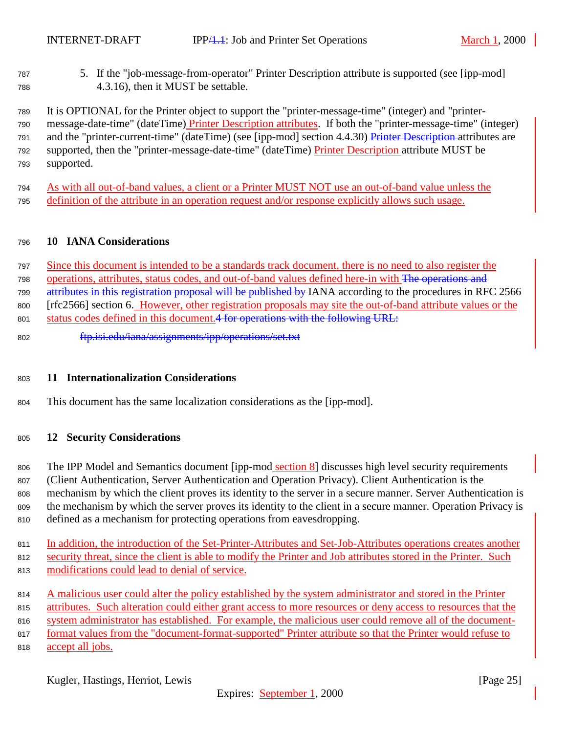5. If the "job-message-from-operator" Printer Description attribute is supported (see [ipp-mod] 4.3.16), then it MUST be settable.

It is OPTIONAL for the Printer object to support the "printer-message-time" (integer) and "printer-message-date-time" (dateTime) Printer Description attributes. If both the "printer-message-time" (integer) and the "printer-current-time" (dateTime) (see [ipp-mod] section 4.4.30) ~~Printer Description~~ attributes are supported, then the "printer-message-date-time" (dateTime) Printer Description attribute MUST be supported.

As with all out-of-band values, a client or a Printer MUST NOT use an out-of-band value unless the definition of the attribute in an operation request and/or response explicitly allows such usage.

## 10 IANA Considerations

Since this document is intended to be a standards track document, there is no need to also register the operations, attributes, status codes, and out-of-band values defined here-in with ~~The operations and attributes in this registration proposal will be published by~~ IANA according to the procedures in RFC 2566 [rfc2566] section 6. However, other registration proposals may site the out-of-band attribute values or the status codes defined in this document.~~4 for operations with the following URL:~~

~~ftp.isi.edu/iana/assignments/ipp/operations/set.txt~~

## 11 Internationalization Considerations

This document has the same localization considerations as the [ipp-mod].

## 12 Security Considerations

The IPP Model and Semantics document [ipp-mod section 8] discusses high level security requirements (Client Authentication, Server Authentication and Operation Privacy). Client Authentication is the mechanism by which the client proves its identity to the server in a secure manner. Server Authentication is the mechanism by which the server proves its identity to the client in a secure manner. Operation Privacy is defined as a mechanism for protecting operations from eavesdropping.

In addition, the introduction of the Set-Printer-Attributes and Set-Job-Attributes operations creates another security threat, since the client is able to modify the Printer and Job attributes stored in the Printer. Such modifications could lead to denial of service.

A malicious user could alter the policy established by the system administrator and stored in the Printer attributes. Such alteration could either grant access to more resources or deny access to resources that the system administrator has established. For example, the malicious user could remove all of the document-format values from the "document-format-supported" Printer attribute so that the Printer would refuse to accept all jobs.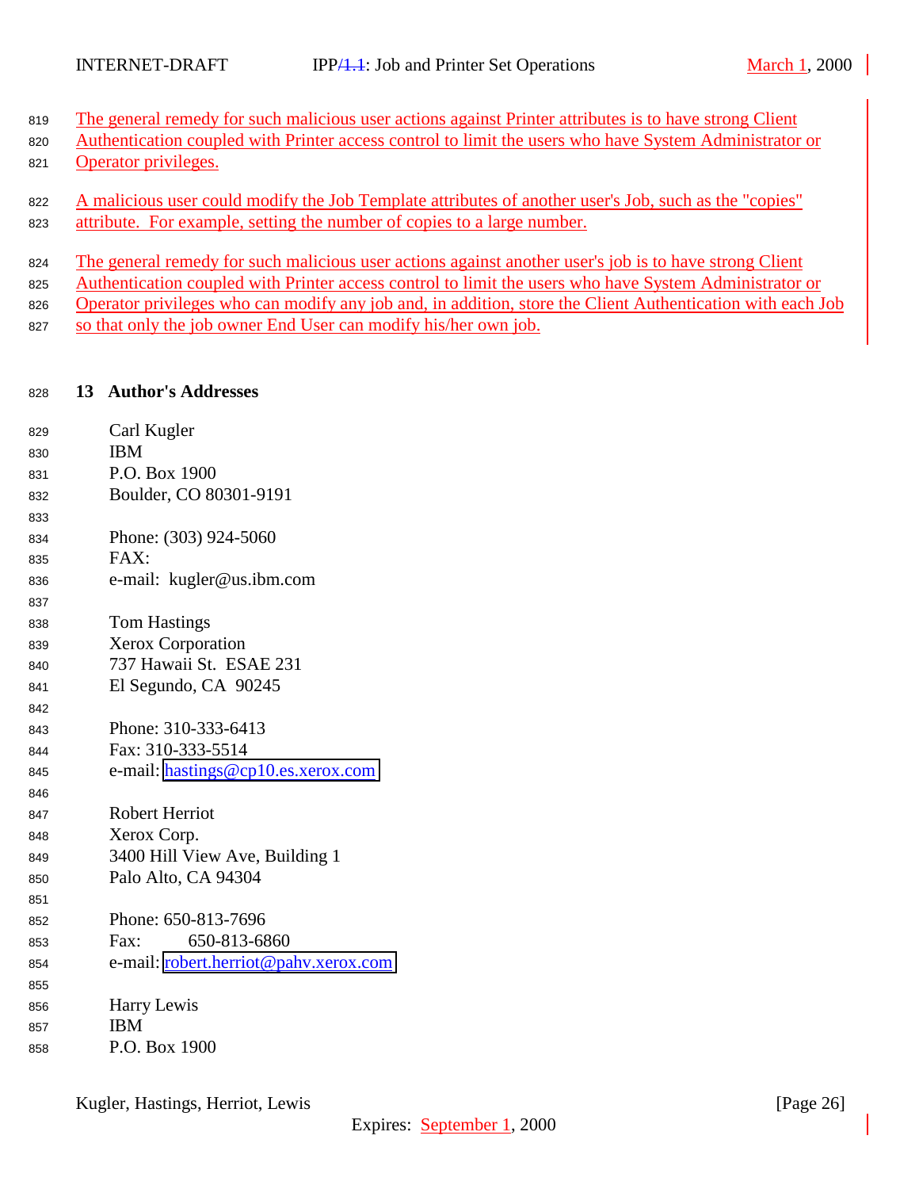The general remedy for such malicious user actions against Printer attributes is to have strong Client Authentication coupled with Printer access control to limit the users who have System Administrator or Operator privileges.

A malicious user could modify the Job Template attributes of another user's Job, such as the "copies" attribute. For example, setting the number of copies to a large number.

The general remedy for such malicious user actions against another user's job is to have strong Client Authentication coupled with Printer access control to limit the users who have System Administrator or Operator privileges who can modify any job and, in addition, store the Client Authentication with each Job so that only the job owner End User can modify his/her own job.

## 13 Author's Addresses

Carl Kugler
IBM
P.O. Box 1900
Boulder, CO 80301-9191

Phone: (303) 924-5060
FAX:
e-mail: kugler@us.ibm.com

Tom Hastings
Xerox Corporation
737 Hawaii St. ESAE 231
El Segundo, CA 90245

Phone: 310-333-6413
Fax: 310-333-5514
e-mail: hastings@cp10.es.xerox.com

Robert Herriot
Xerox Corp.
3400 Hill View Ave, Building 1
Palo Alto, CA 94304

Phone: 650-813-7696
Fax: 650-813-6860
e-mail: robert.herriot@pahv.xerox.com

Harry Lewis
IBM
P.O. Box 1900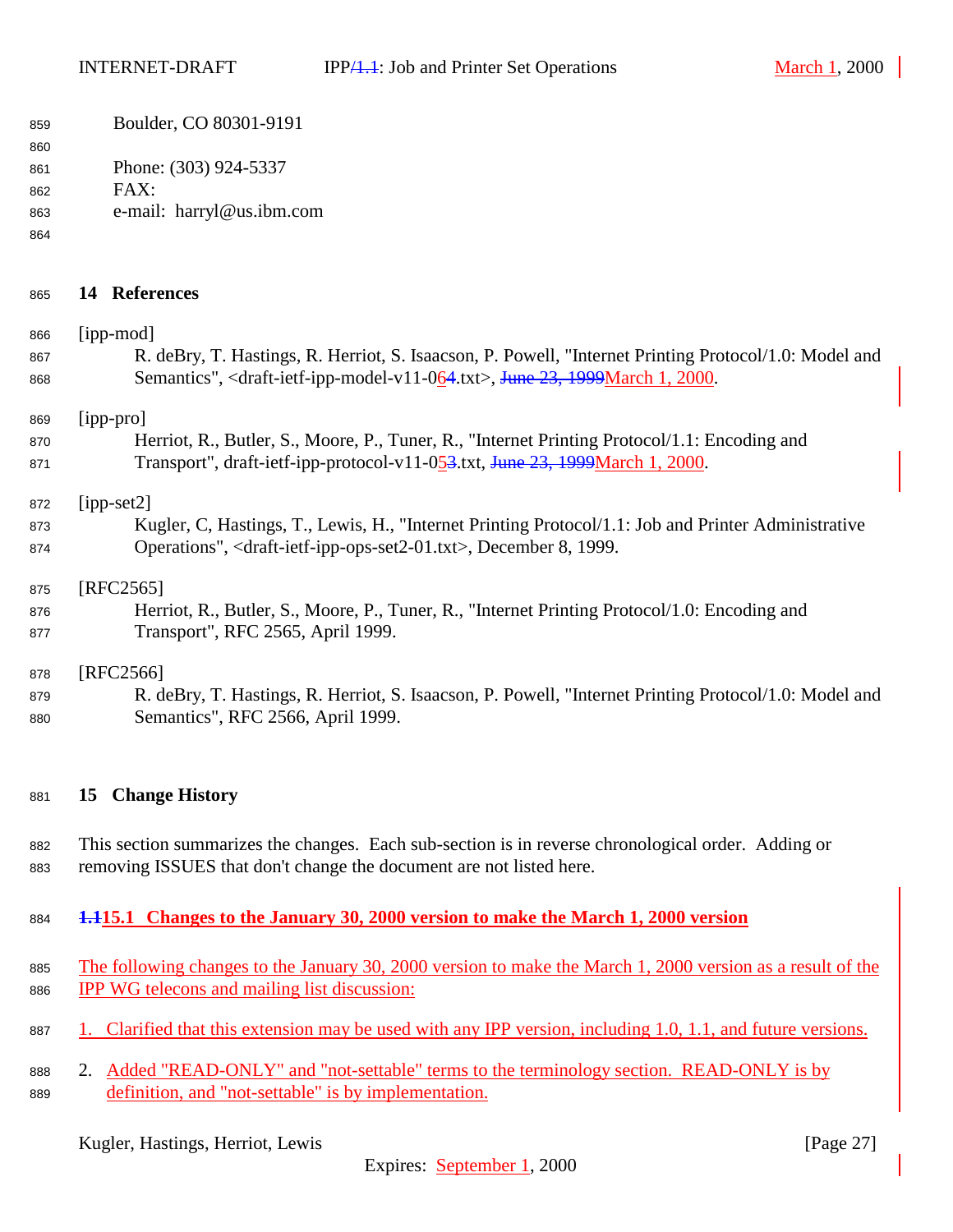Boulder, CO 80301-9191

Phone: (303) 924-5337
FAX:
e-mail:  harryl@us.ibm.com

# 14 References

[ipp-mod]
R. deBry, T. Hastings, R. Herriot, S. Isaacson, P. Powell, "Internet Printing Protocol/1.0: Model and Semantics", <draft-ietf-ipp-model-v11-064.txt>, June 23, 1999March 1, 2000.

[ipp-pro]
Herriot, R., Butler, S., Moore, P., Tuner, R., "Internet Printing Protocol/1.1: Encoding and Transport", draft-ietf-ipp-protocol-v11-053.txt, June 23, 1999March 1, 2000.

[ipp-set2]
Kugler, C, Hastings, T., Lewis, H., "Internet Printing Protocol/1.1: Job and Printer Administrative Operations", <draft-ietf-ipp-ops-set2-01.txt>, December 8, 1999.

[RFC2565]
Herriot, R., Butler, S., Moore, P., Tuner, R., "Internet Printing Protocol/1.0: Encoding and Transport", RFC 2565, April 1999.

[RFC2566]
R. deBry, T. Hastings, R. Herriot, S. Isaacson, P. Powell, "Internet Printing Protocol/1.0: Model and Semantics", RFC 2566, April 1999.

# 15 Change History

This section summarizes the changes.  Each sub-section is in reverse chronological order.  Adding or removing ISSUES that don't change the document are not listed here.

## 1.115.1 Changes to the January 30, 2000 version to make the March 1, 2000 version

The following changes to the January 30, 2000 version to make the March 1, 2000 version as a result of the IPP WG telecons and mailing list discussion:

1. Clarified that this extension may be used with any IPP version, including 1.0, 1.1, and future versions.
2. Added "READ-ONLY" and "not-settable" terms to the terminology section.  READ-ONLY is by definition, and "not-settable" is by implementation.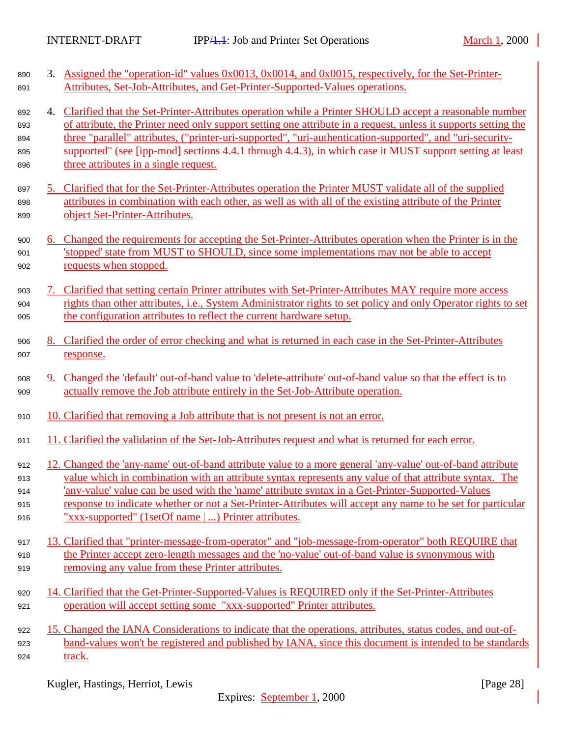3. Assigned the "operation-id" values 0x0013, 0x0014, and 0x0015, respectively, for the Set-Printer-Attributes, Set-Job-Attributes, and Get-Printer-Supported-Values operations.

4. Clarified that the Set-Printer-Attributes operation while a Printer SHOULD accept a reasonable number of attribute, the Printer need only support setting one attribute in a request, unless it supports setting the three "parallel" attributes, ("printer-uri-supported", "uri-authentication-supported", and "uri-security-supported" (see [ipp-mod] sections 4.4.1 through 4.4.3), in which case it MUST support setting at least three attributes in a single request.

5. Clarified that for the Set-Printer-Attributes operation the Printer MUST validate all of the supplied attributes in combination with each other, as well as with all of the existing attribute of the Printer object Set-Printer-Attributes.

6. Changed the requirements for accepting the Set-Printer-Attributes operation when the Printer is in the 'stopped' state from MUST to SHOULD, since some implementations may not be able to accept requests when stopped.

7. Clarified that setting certain Printer attributes with Set-Printer-Attributes MAY require more access rights than other attributes, i.e., System Administrator rights to set policy and only Operator rights to set the configuration attributes to reflect the current hardware setup.

8. Clarified the order of error checking and what is returned in each case in the Set-Printer-Attributes response.

9. Changed the 'default' out-of-band value to 'delete-attribute' out-of-band value so that the effect is to actually remove the Job attribute entirely in the Set-Job-Attribute operation.

10. Clarified that removing a Job attribute that is not present is not an error.

11. Clarified the validation of the Set-Job-Attributes request and what is returned for each error.

12. Changed the 'any-name' out-of-band attribute value to a more general 'any-value' out-of-band attribute value which in combination with an attribute syntax represents any value of that attribute syntax. The 'any-value' value can be used with the 'name' attribute syntax in a Get-Printer-Supported-Values response to indicate whether or not a Set-Printer-Attributes will accept any name to be set for particular "xxx-supported" (1setOf name | ...) Printer attributes.

13. Clarified that "printer-message-from-operator" and "job-message-from-operator" both REQUIRE that the Printer accept zero-length messages and the 'no-value' out-of-band value is synonymous with removing any value from these Printer attributes.

14. Clarified that the Get-Printer-Supported-Values is REQUIRED only if the Set-Printer-Attributes operation will accept setting some "xxx-supported" Printer attributes.

15. Changed the IANA Considerations to indicate that the operations, attributes, status codes, and out-of-band-values won't be registered and published by IANA, since this document is intended to be standards track.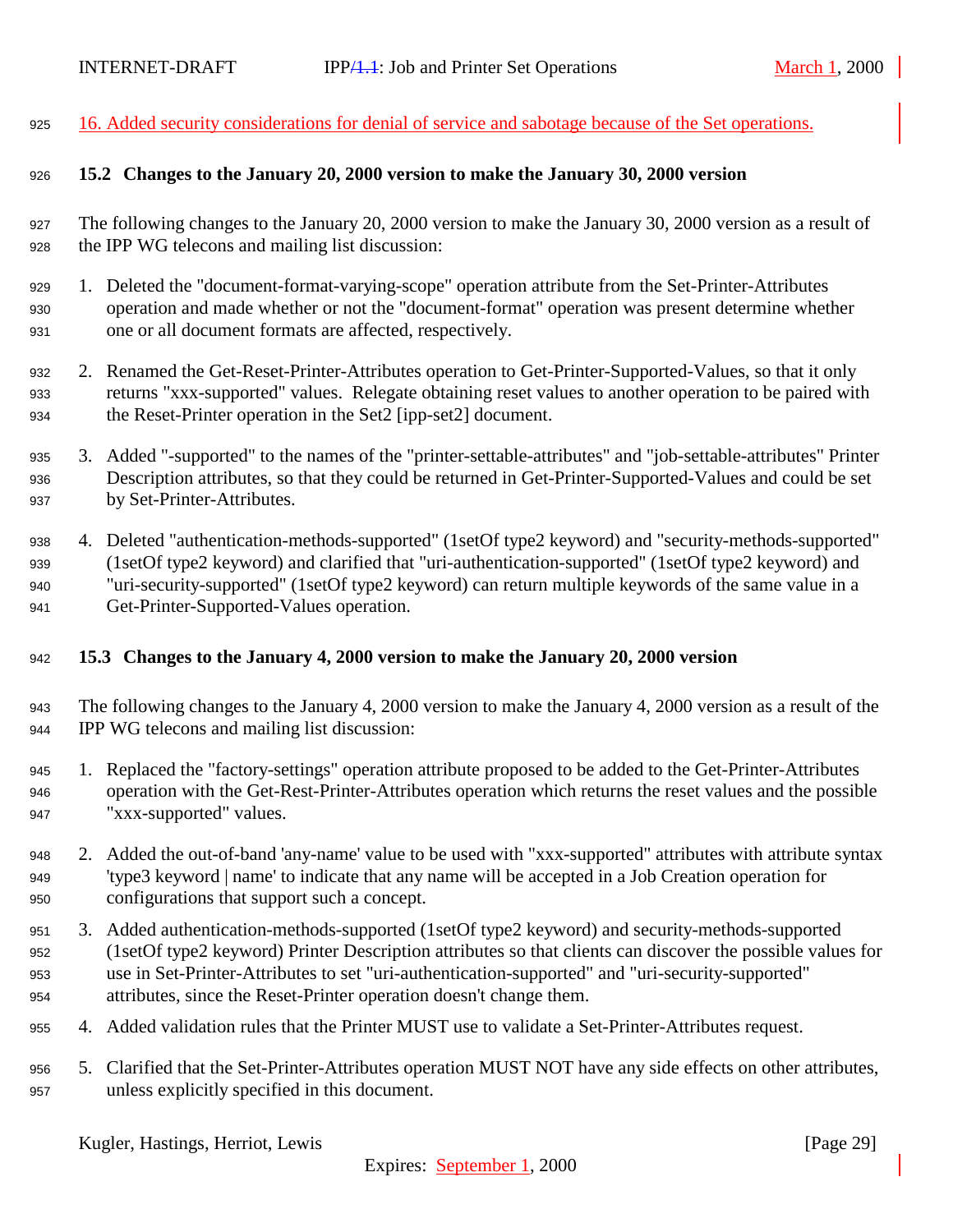16. Added security considerations for denial of service and sabotage because of the Set operations.

### 15.2 Changes to the January 20, 2000 version to make the January 30, 2000 version

The following changes to the January 20, 2000 version to make the January 30, 2000 version as a result of the IPP WG telecons and mailing list discussion:

1. Deleted the "document-format-varying-scope" operation attribute from the Set-Printer-Attributes operation and made whether or not the "document-format" operation was present determine whether one or all document formats are affected, respectively.

2. Renamed the Get-Reset-Printer-Attributes operation to Get-Printer-Supported-Values, so that it only returns "xxx-supported" values. Relegate obtaining reset values to another operation to be paired with the Reset-Printer operation in the Set2 [ipp-set2] document.

3. Added "-supported" to the names of the "printer-settable-attributes" and "job-settable-attributes" Printer Description attributes, so that they could be returned in Get-Printer-Supported-Values and could be set by Set-Printer-Attributes.

4. Deleted "authentication-methods-supported" (1setOf type2 keyword) and "security-methods-supported" (1setOf type2 keyword) and clarified that "uri-authentication-supported" (1setOf type2 keyword) and "uri-security-supported" (1setOf type2 keyword) can return multiple keywords of the same value in a Get-Printer-Supported-Values operation.

### 15.3 Changes to the January 4, 2000 version to make the January 20, 2000 version

The following changes to the January 4, 2000 version to make the January 4, 2000 version as a result of the IPP WG telecons and mailing list discussion:

1. Replaced the "factory-settings" operation attribute proposed to be added to the Get-Printer-Attributes operation with the Get-Rest-Printer-Attributes operation which returns the reset values and the possible "xxx-supported" values.

2. Added the out-of-band 'any-name' value to be used with "xxx-supported" attributes with attribute syntax 'type3 keyword | name' to indicate that any name will be accepted in a Job Creation operation for configurations that support such a concept.

3. Added authentication-methods-supported (1setOf type2 keyword) and security-methods-supported (1setOf type2 keyword) Printer Description attributes so that clients can discover the possible values for use in Set-Printer-Attributes to set "uri-authentication-supported" and "uri-security-supported" attributes, since the Reset-Printer operation doesn't change them.

4. Added validation rules that the Printer MUST use to validate a Set-Printer-Attributes request.

5. Clarified that the Set-Printer-Attributes operation MUST NOT have any side effects on other attributes, unless explicitly specified in this document.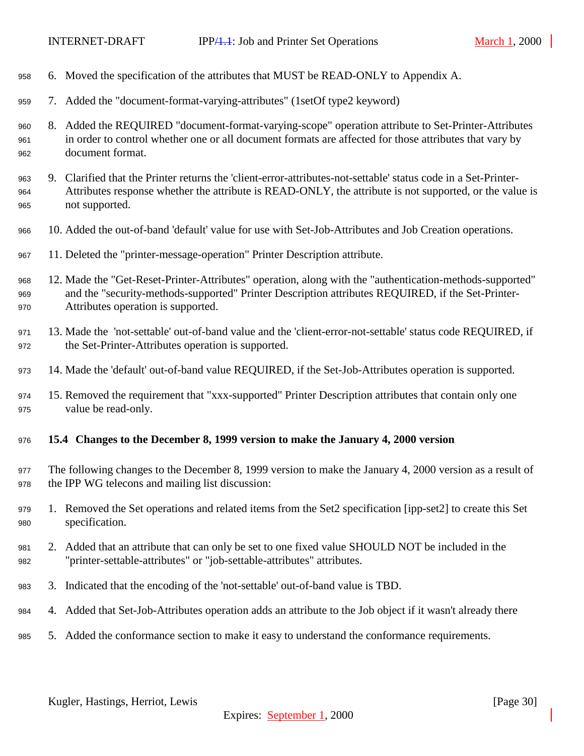6. Moved the specification of the attributes that MUST be READ-ONLY to Appendix A.

7. Added the "document-format-varying-attributes" (1setOf type2 keyword)

8. Added the REQUIRED "document-format-varying-scope" operation attribute to Set-Printer-Attributes in order to control whether one or all document formats are affected for those attributes that vary by document format.

9. Clarified that the Printer returns the 'client-error-attributes-not-settable' status code in a Set-Printer-Attributes response whether the attribute is READ-ONLY, the attribute is not supported, or the value is not supported.

10. Added the out-of-band 'default' value for use with Set-Job-Attributes and Job Creation operations.

11. Deleted the "printer-message-operation" Printer Description attribute.

12. Made the "Get-Reset-Printer-Attributes" operation, along with the "authentication-methods-supported" and the "security-methods-supported" Printer Description attributes REQUIRED, if the Set-Printer-Attributes operation is supported.

13. Made the 'not-settable' out-of-band value and the 'client-error-not-settable' status code REQUIRED, if the Set-Printer-Attributes operation is supported.

14. Made the 'default' out-of-band value REQUIRED, if the Set-Job-Attributes operation is supported.

15. Removed the requirement that "xxx-supported" Printer Description attributes that contain only one value be read-only.

### 15.4 Changes to the December 8, 1999 version to make the January 4, 2000 version

The following changes to the December 8, 1999 version to make the January 4, 2000 version as a result of the IPP WG telecons and mailing list discussion:

1. Removed the Set operations and related items from the Set2 specification [ipp-set2] to create this Set specification.

2. Added that an attribute that can only be set to one fixed value SHOULD NOT be included in the "printer-settable-attributes" or "job-settable-attributes" attributes.

3. Indicated that the encoding of the 'not-settable' out-of-band value is TBD.

4. Added that Set-Job-Attributes operation adds an attribute to the Job object if it wasn't already there

5. Added the conformance section to make it easy to understand the conformance requirements.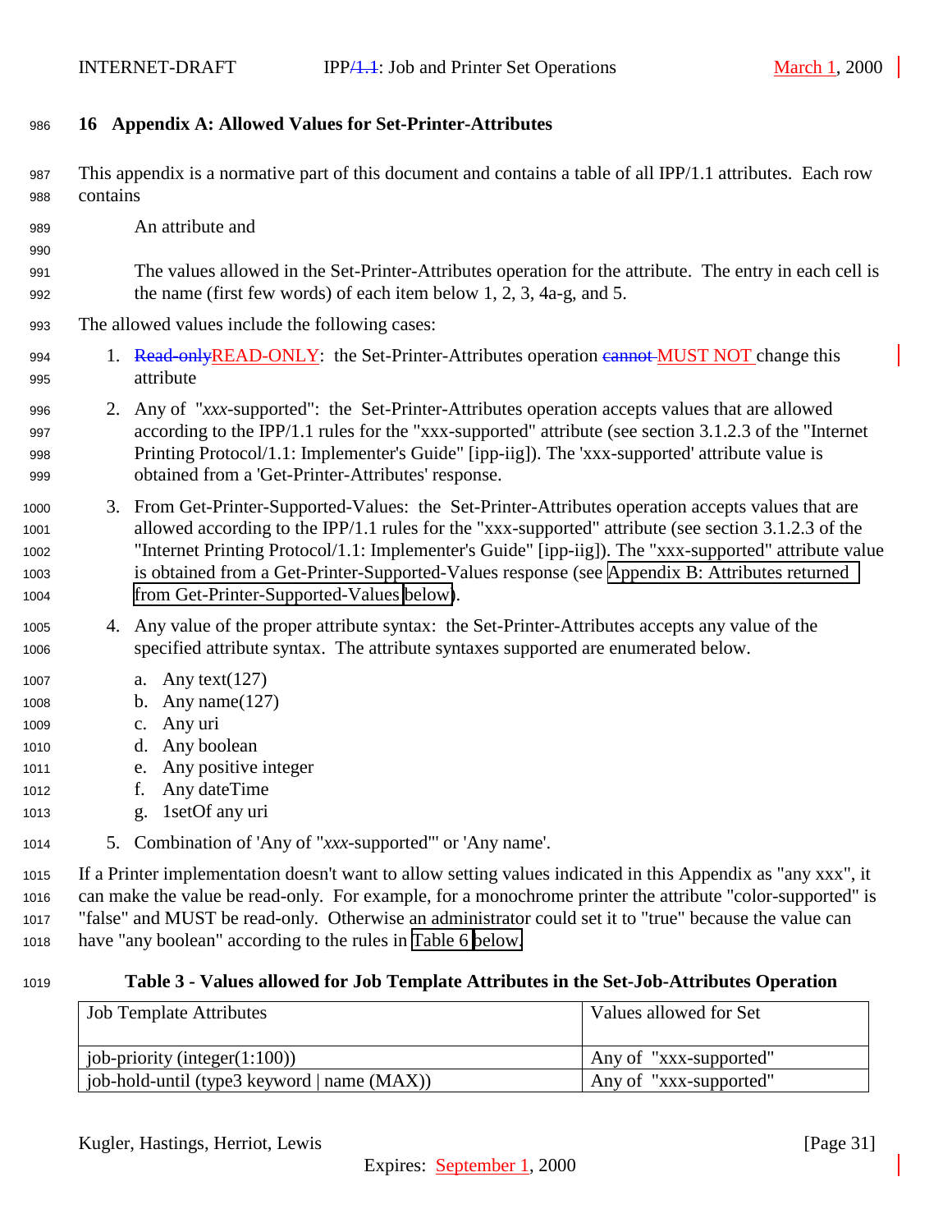## 16 Appendix A: Allowed Values for Set-Printer-Attributes

This appendix is a normative part of this document and contains a table of all IPP/1.1 attributes. Each row contains

An attribute and

The values allowed in the Set-Printer-Attributes operation for the attribute. The entry in each cell is the name (first few words) of each item below 1, 2, 3, 4a-g, and 5.

The allowed values include the following cases:

1. ~~Read-only~~READ-ONLY: the Set-Printer-Attributes operation ~~cannot~~ MUST NOT change this attribute
2. Any of "*xxx*-supported": the Set-Printer-Attributes operation accepts values that are allowed according to the IPP/1.1 rules for the "xxx-supported" attribute (see section 3.1.2.3 of the "Internet Printing Protocol/1.1: Implementer's Guide" [ipp-iig]). The 'xxx-supported' attribute value is obtained from a 'Get-Printer-Attributes' response.
3. From Get-Printer-Supported-Values: the Set-Printer-Attributes operation accepts values that are allowed according to the IPP/1.1 rules for the "xxx-supported" attribute (see section 3.1.2.3 of the "Internet Printing Protocol/1.1: Implementer's Guide" [ipp-iig]). The "xxx-supported" attribute value is obtained from a Get-Printer-Supported-Values response (see Appendix B: Attributes returned from Get-Printer-Supported-Values below).
4. Any value of the proper attribute syntax: the Set-Printer-Attributes accepts any value of the specified attribute syntax. The attribute syntaxes supported are enumerated below.
   a. Any text(127)
   b. Any name(127)
   c. Any uri
   d. Any boolean
   e. Any positive integer
   f. Any dateTime
   g. 1setOf any uri
5. Combination of 'Any of "*xxx*-supported"' or 'Any name'.

If a Printer implementation doesn't want to allow setting values indicated in this Appendix as "any xxx", it can make the value be read-only. For example, for a monochrome printer the attribute "color-supported" is "false" and MUST be read-only. Otherwise an administrator could set it to "true" because the value can have "any boolean" according to the rules in Table 6 below.

**Table 3 - Values allowed for Job Template Attributes in the Set-Job-Attributes Operation**

| Job Template Attributes | Values allowed for Set |
|---|---|
| job-priority (integer(1:100)) | Any of "xxx-supported" |
| job-hold-until (type3 keyword \| name (MAX)) | Any of "xxx-supported" |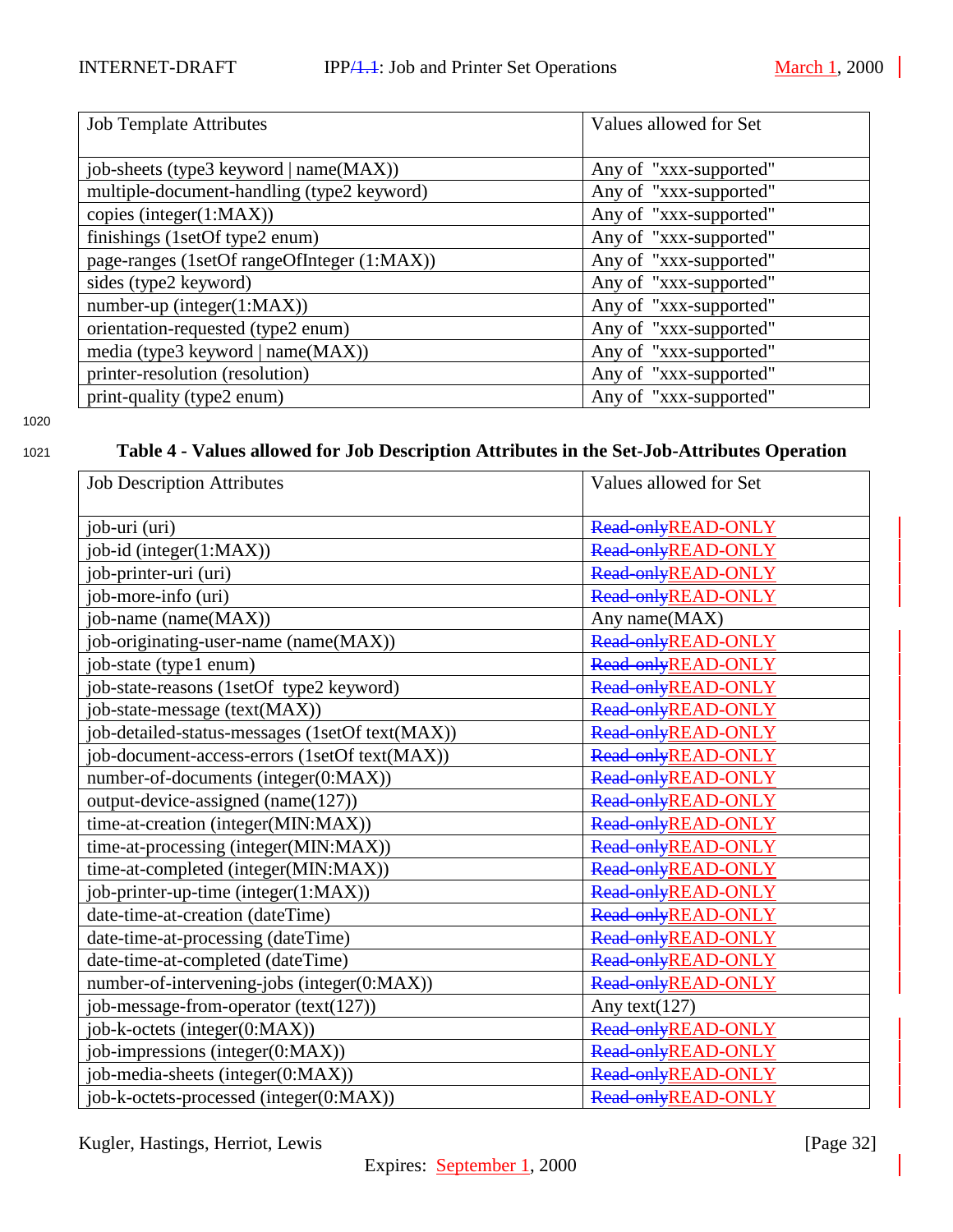| Job Template Attributes | Values allowed for Set |
|---|---|
| job-sheets (type3 keyword \| name(MAX)) | Any of "xxx-supported" |
| multiple-document-handling (type2 keyword) | Any of "xxx-supported" |
| copies (integer(1:MAX)) | Any of "xxx-supported" |
| finishings (1setOf type2 enum) | Any of "xxx-supported" |
| page-ranges (1setOf rangeOfInteger (1:MAX)) | Any of "xxx-supported" |
| sides (type2 keyword) | Any of "xxx-supported" |
| number-up (integer(1:MAX)) | Any of "xxx-supported" |
| orientation-requested (type2 enum) | Any of "xxx-supported" |
| media (type3 keyword \| name(MAX)) | Any of "xxx-supported" |
| printer-resolution (resolution) | Any of "xxx-supported" |
| print-quality (type2 enum) | Any of "xxx-supported" |

**Table 4 - Values allowed for Job Description Attributes in the Set-Job-Attributes Operation**

| Job Description Attributes | Values allowed for Set |
|---|---|
| job-uri (uri) | ~~Read-only~~READ-ONLY |
| job-id (integer(1:MAX)) | ~~Read-only~~READ-ONLY |
| job-printer-uri (uri) | ~~Read-only~~READ-ONLY |
| job-more-info (uri) | ~~Read-only~~READ-ONLY |
| job-name (name(MAX)) | Any name(MAX) |
| job-originating-user-name (name(MAX)) | ~~Read-only~~READ-ONLY |
| job-state (type1 enum) | ~~Read-only~~READ-ONLY |
| job-state-reasons (1setOf type2 keyword) | ~~Read-only~~READ-ONLY |
| job-state-message (text(MAX)) | ~~Read-only~~READ-ONLY |
| job-detailed-status-messages (1setOf text(MAX)) | ~~Read-only~~READ-ONLY |
| job-document-access-errors (1setOf text(MAX)) | ~~Read-only~~READ-ONLY |
| number-of-documents (integer(0:MAX)) | ~~Read-only~~READ-ONLY |
| output-device-assigned (name(127)) | ~~Read-only~~READ-ONLY |
| time-at-creation (integer(MIN:MAX)) | ~~Read-only~~READ-ONLY |
| time-at-processing (integer(MIN:MAX)) | ~~Read-only~~READ-ONLY |
| time-at-completed (integer(MIN:MAX)) | ~~Read-only~~READ-ONLY |
| job-printer-up-time (integer(1:MAX)) | ~~Read-only~~READ-ONLY |
| date-time-at-creation (dateTime) | ~~Read-only~~READ-ONLY |
| date-time-at-processing (dateTime) | ~~Read-only~~READ-ONLY |
| date-time-at-completed (dateTime) | ~~Read-only~~READ-ONLY |
| number-of-intervening-jobs (integer(0:MAX)) | ~~Read-only~~READ-ONLY |
| job-message-from-operator (text(127)) | Any text(127) |
| job-k-octets (integer(0:MAX)) | ~~Read-only~~READ-ONLY |
| job-impressions (integer(0:MAX)) | ~~Read-only~~READ-ONLY |
| job-media-sheets (integer(0:MAX)) | ~~Read-only~~READ-ONLY |
| job-k-octets-processed (integer(0:MAX)) | ~~Read-only~~READ-ONLY |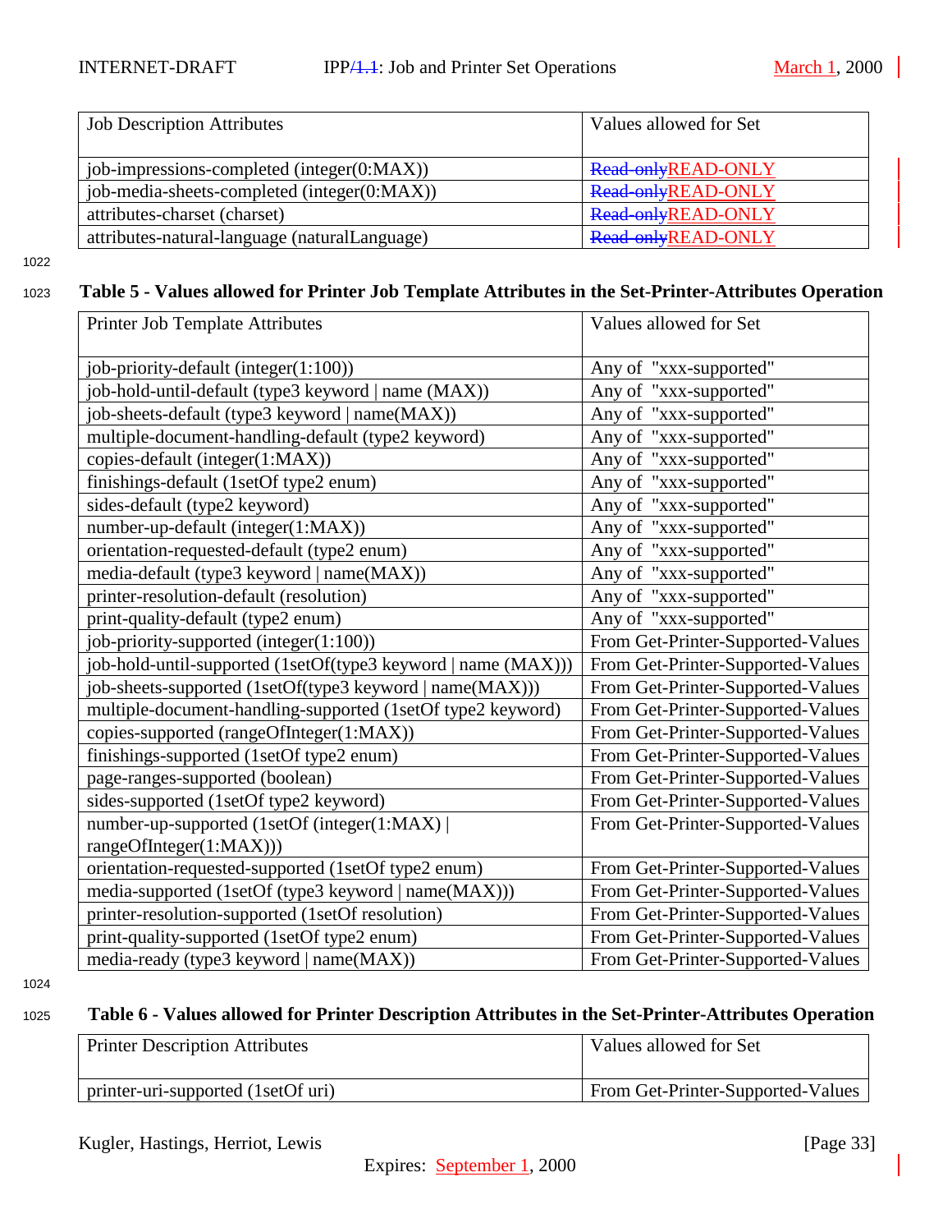| Job Description Attributes | Values allowed for Set |
|---|---|
| job-impressions-completed (integer(0:MAX)) | ~~Read-only~~READ-ONLY |
| job-media-sheets-completed (integer(0:MAX)) | ~~Read-only~~READ-ONLY |
| attributes-charset (charset) | ~~Read-only~~READ-ONLY |
| attributes-natural-language (naturalLanguage) | ~~Read-only~~READ-ONLY |

**Table 5 - Values allowed for Printer Job Template Attributes in the Set-Printer-Attributes Operation**

| Printer Job Template Attributes | Values allowed for Set |
|---|---|
| job-priority-default (integer(1:100)) | Any of "xxx-supported" |
| job-hold-until-default (type3 keyword \| name (MAX)) | Any of "xxx-supported" |
| job-sheets-default (type3 keyword \| name(MAX)) | Any of "xxx-supported" |
| multiple-document-handling-default (type2 keyword) | Any of "xxx-supported" |
| copies-default (integer(1:MAX)) | Any of "xxx-supported" |
| finishings-default (1setOf type2 enum) | Any of "xxx-supported" |
| sides-default (type2 keyword) | Any of "xxx-supported" |
| number-up-default (integer(1:MAX)) | Any of "xxx-supported" |
| orientation-requested-default (type2 enum) | Any of "xxx-supported" |
| media-default (type3 keyword \| name(MAX)) | Any of "xxx-supported" |
| printer-resolution-default (resolution) | Any of "xxx-supported" |
| print-quality-default (type2 enum) | Any of "xxx-supported" |
| job-priority-supported (integer(1:100)) | From Get-Printer-Supported-Values |
| job-hold-until-supported (1setOf(type3 keyword \| name (MAX))) | From Get-Printer-Supported-Values |
| job-sheets-supported (1setOf(type3 keyword \| name(MAX))) | From Get-Printer-Supported-Values |
| multiple-document-handling-supported (1setOf type2 keyword) | From Get-Printer-Supported-Values |
| copies-supported (rangeOfInteger(1:MAX)) | From Get-Printer-Supported-Values |
| finishings-supported (1setOf type2 enum) | From Get-Printer-Supported-Values |
| page-ranges-supported (boolean) | From Get-Printer-Supported-Values |
| sides-supported (1setOf type2 keyword) | From Get-Printer-Supported-Values |
| number-up-supported (1setOf (integer(1:MAX) \| rangeOfInteger(1:MAX))) | From Get-Printer-Supported-Values |
| orientation-requested-supported (1setOf type2 enum) | From Get-Printer-Supported-Values |
| media-supported (1setOf (type3 keyword \| name(MAX))) | From Get-Printer-Supported-Values |
| printer-resolution-supported (1setOf resolution) | From Get-Printer-Supported-Values |
| print-quality-supported (1setOf type2 enum) | From Get-Printer-Supported-Values |
| media-ready (type3 keyword \| name(MAX)) | From Get-Printer-Supported-Values |

**Table 6 - Values allowed for Printer Description Attributes in the Set-Printer-Attributes Operation**

| Printer Description Attributes | Values allowed for Set |
|---|---|
| printer-uri-supported (1setOf uri) | From Get-Printer-Supported-Values |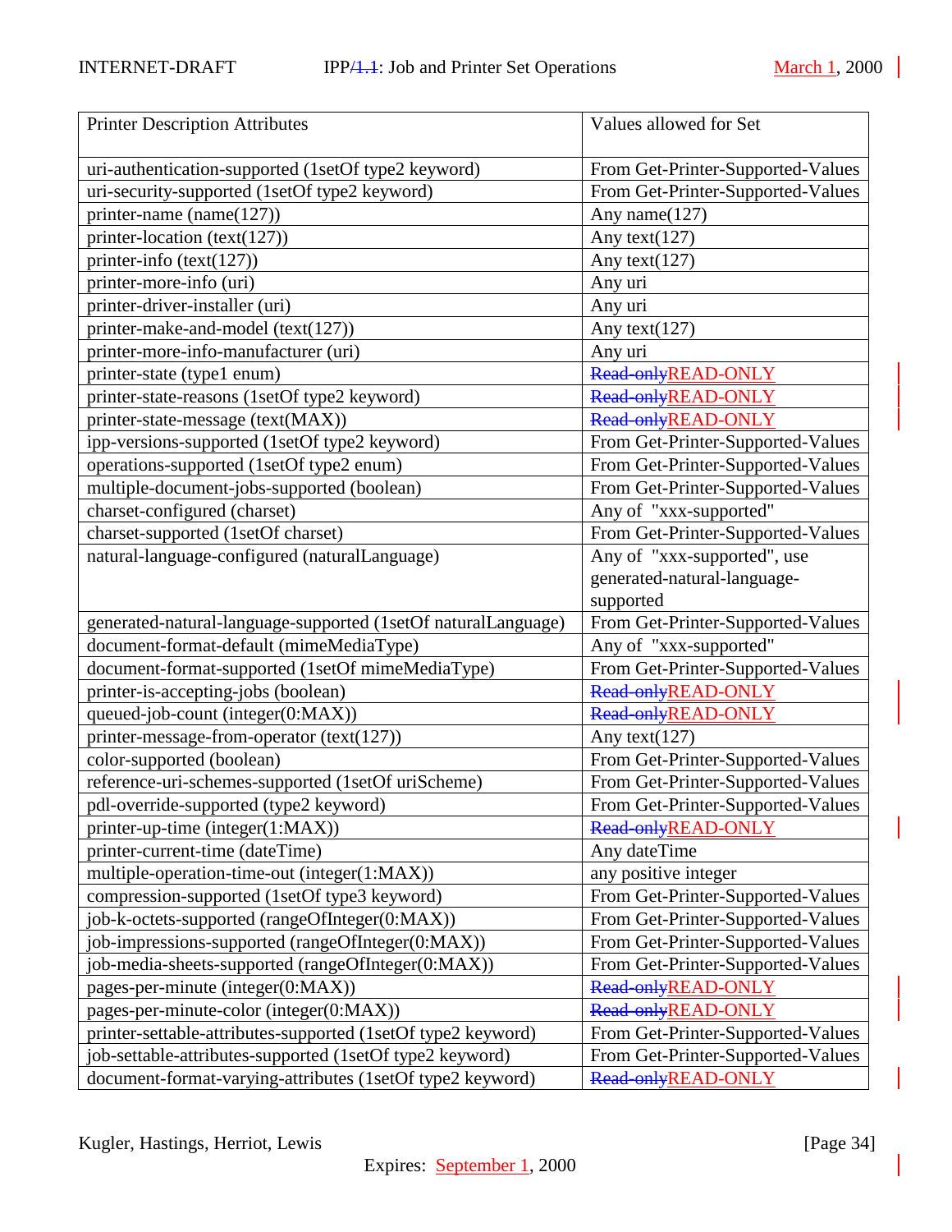| Printer Description Attributes | Values allowed for Set |
|---|---|
| uri-authentication-supported (1setOf type2 keyword) | From Get-Printer-Supported-Values |
| uri-security-supported (1setOf type2 keyword) | From Get-Printer-Supported-Values |
| printer-name (name(127)) | Any name(127) |
| printer-location (text(127)) | Any text(127) |
| printer-info (text(127)) | Any text(127) |
| printer-more-info (uri) | Any uri |
| printer-driver-installer (uri) | Any uri |
| printer-make-and-model (text(127)) | Any text(127) |
| printer-more-info-manufacturer (uri) | Any uri |
| printer-state (type1 enum) | ~~Read-only~~READ-ONLY |
| printer-state-reasons (1setOf type2 keyword) | ~~Read-only~~READ-ONLY |
| printer-state-message (text(MAX)) | ~~Read-only~~READ-ONLY |
| ipp-versions-supported (1setOf type2 keyword) | From Get-Printer-Supported-Values |
| operations-supported (1setOf type2 enum) | From Get-Printer-Supported-Values |
| multiple-document-jobs-supported (boolean) | From Get-Printer-Supported-Values |
| charset-configured (charset) | Any of "xxx-supported" |
| charset-supported (1setOf charset) | From Get-Printer-Supported-Values |
| natural-language-configured (naturalLanguage) | Any of "xxx-supported", use generated-natural-language-supported |
| generated-natural-language-supported (1setOf naturalLanguage) | From Get-Printer-Supported-Values |
| document-format-default (mimeMediaType) | Any of "xxx-supported" |
| document-format-supported (1setOf mimeMediaType) | From Get-Printer-Supported-Values |
| printer-is-accepting-jobs (boolean) | ~~Read-only~~READ-ONLY |
| queued-job-count (integer(0:MAX)) | ~~Read-only~~READ-ONLY |
| printer-message-from-operator (text(127)) | Any text(127) |
| color-supported (boolean) | From Get-Printer-Supported-Values |
| reference-uri-schemes-supported (1setOf uriScheme) | From Get-Printer-Supported-Values |
| pdl-override-supported (type2 keyword) | From Get-Printer-Supported-Values |
| printer-up-time (integer(1:MAX)) | ~~Read-only~~READ-ONLY |
| printer-current-time (dateTime) | Any dateTime |
| multiple-operation-time-out (integer(1:MAX)) | any positive integer |
| compression-supported (1setOf type3 keyword) | From Get-Printer-Supported-Values |
| job-k-octets-supported (rangeOfInteger(0:MAX)) | From Get-Printer-Supported-Values |
| job-impressions-supported (rangeOfInteger(0:MAX)) | From Get-Printer-Supported-Values |
| job-media-sheets-supported (rangeOfInteger(0:MAX)) | From Get-Printer-Supported-Values |
| pages-per-minute (integer(0:MAX)) | ~~Read-only~~READ-ONLY |
| pages-per-minute-color (integer(0:MAX)) | ~~Read-only~~READ-ONLY |
| printer-settable-attributes-supported (1setOf type2 keyword) | From Get-Printer-Supported-Values |
| job-settable-attributes-supported (1setOf type2 keyword) | From Get-Printer-Supported-Values |
| document-format-varying-attributes (1setOf type2 keyword) | ~~Read-only~~READ-ONLY |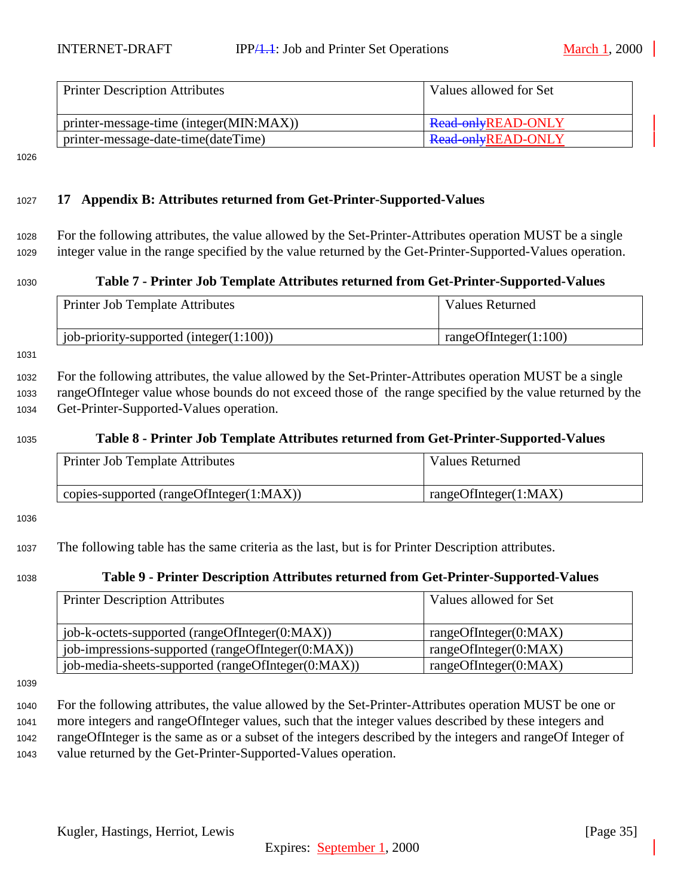| Printer Description Attributes | Values allowed for Set |
| --- | --- |
| printer-message-time (integer(MIN:MAX)) | ~~Read-only~~READ-ONLY |
| printer-message-date-time(dateTime) | ~~Read-only~~READ-ONLY |

## 17 Appendix B: Attributes returned from Get-Printer-Supported-Values

For the following attributes, the value allowed by the Set-Printer-Attributes operation MUST be a single integer value in the range specified by the value returned by the Get-Printer-Supported-Values operation.

**Table 7 - Printer Job Template Attributes returned from Get-Printer-Supported-Values**

| Printer Job Template Attributes | Values Returned |
| --- | --- |
| job-priority-supported (integer(1:100)) | rangeOfInteger(1:100) |

For the following attributes, the value allowed by the Set-Printer-Attributes operation MUST be a single rangeOfInteger value whose bounds do not exceed those of the range specified by the value returned by the Get-Printer-Supported-Values operation.

**Table 8 - Printer Job Template Attributes returned from Get-Printer-Supported-Values**

| Printer Job Template Attributes | Values Returned |
| --- | --- |
| copies-supported (rangeOfInteger(1:MAX)) | rangeOfInteger(1:MAX) |

The following table has the same criteria as the last, but is for Printer Description attributes.

**Table 9 - Printer Description Attributes returned from Get-Printer-Supported-Values**

| Printer Description Attributes | Values allowed for Set |
| --- | --- |
| job-k-octets-supported (rangeOfInteger(0:MAX)) | rangeOfInteger(0:MAX) |
| job-impressions-supported (rangeOfInteger(0:MAX)) | rangeOfInteger(0:MAX) |
| job-media-sheets-supported (rangeOfInteger(0:MAX)) | rangeOfInteger(0:MAX) |

For the following attributes, the value allowed by the Set-Printer-Attributes operation MUST be one or more integers and rangeOfInteger values, such that the integer values described by these integers and rangeOfInteger is the same as or a subset of the integers described by the integers and rangeOf Integer of value returned by the Get-Printer-Supported-Values operation.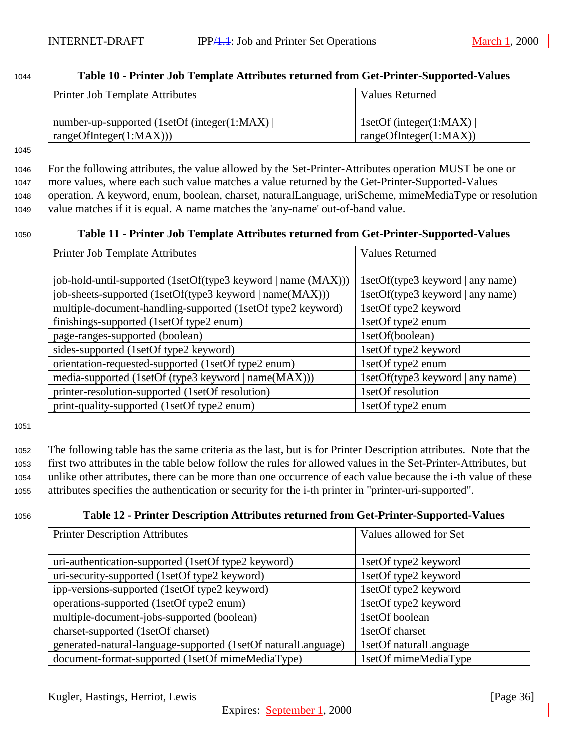**Table 10 - Printer Job Template Attributes returned from Get-Printer-Supported-Values**

| Printer Job Template Attributes | Values Returned |
|---|---|
| number-up-supported (1setOf (integer(1:MAX) \| rangeOfInteger(1:MAX))) | 1setOf (integer(1:MAX) \| rangeOfInteger(1:MAX)) |

For the following attributes, the value allowed by the Set-Printer-Attributes operation MUST be one or more values, where each such value matches a value returned by the Get-Printer-Supported-Values operation. A keyword, enum, boolean, charset, naturalLanguage, uriScheme, mimeMediaType or resolution value matches if it is equal. A name matches the 'any-name' out-of-band value.

**Table 11 - Printer Job Template Attributes returned from Get-Printer-Supported-Values**

| Printer Job Template Attributes | Values Returned |
|---|---|
| job-hold-until-supported (1setOf(type3 keyword \| name (MAX))) | 1setOf(type3 keyword \| any name) |
| job-sheets-supported (1setOf(type3 keyword \| name(MAX))) | 1setOf(type3 keyword \| any name) |
| multiple-document-handling-supported (1setOf type2 keyword) | 1setOf type2 keyword |
| finishings-supported (1setOf type2 enum) | 1setOf type2 enum |
| page-ranges-supported (boolean) | 1setOf(boolean) |
| sides-supported (1setOf type2 keyword) | 1setOf type2 keyword |
| orientation-requested-supported (1setOf type2 enum) | 1setOf type2 enum |
| media-supported (1setOf (type3 keyword \| name(MAX))) | 1setOf(type3 keyword \| any name) |
| printer-resolution-supported (1setOf resolution) | 1setOf resolution |
| print-quality-supported (1setOf type2 enum) | 1setOf type2 enum |

The following table has the same criteria as the last, but is for Printer Description attributes. Note that the first two attributes in the table below follow the rules for allowed values in the Set-Printer-Attributes, but unlike other attributes, there can be more than one occurrence of each value because the i-th value of these attributes specifies the authentication or security for the i-th printer in "printer-uri-supported".

**Table 12 - Printer Description Attributes returned from Get-Printer-Supported-Values**

| Printer Description Attributes | Values allowed for Set |
|---|---|
| uri-authentication-supported (1setOf type2 keyword) | 1setOf type2 keyword |
| uri-security-supported (1setOf type2 keyword) | 1setOf type2 keyword |
| ipp-versions-supported (1setOf type2 keyword) | 1setOf type2 keyword |
| operations-supported (1setOf type2 enum) | 1setOf type2 keyword |
| multiple-document-jobs-supported (boolean) | 1setOf boolean |
| charset-supported (1setOf charset) | 1setOf charset |
| generated-natural-language-supported (1setOf naturalLanguage) | 1setOf naturalLanguage |
| document-format-supported (1setOf mimeMediaType) | 1setOf mimeMediaType |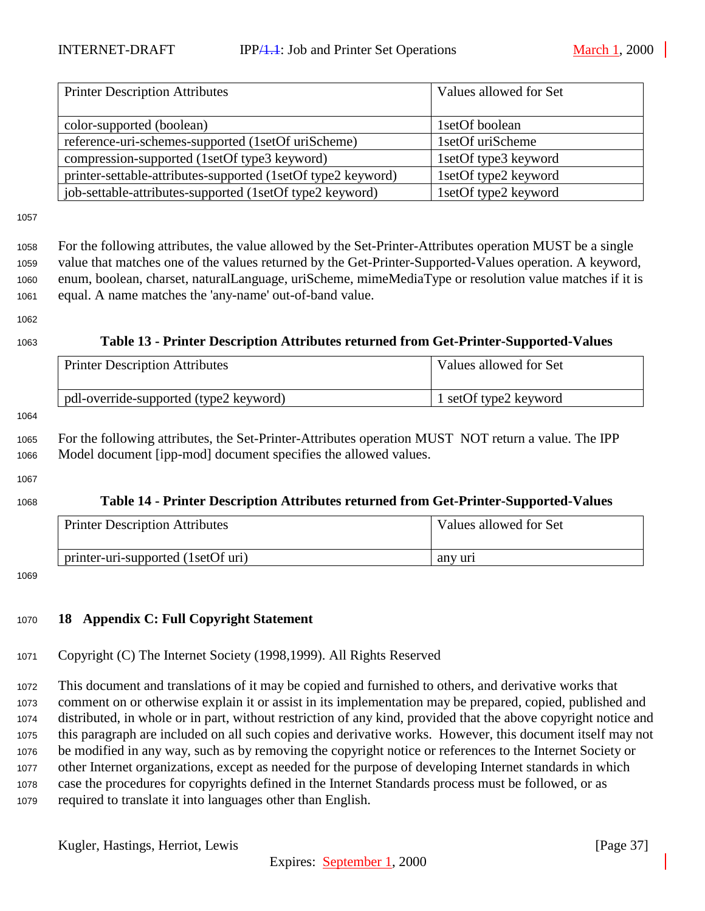| Printer Description Attributes | Values allowed for Set |
|---|---|
| color-supported (boolean) | 1setOf boolean |
| reference-uri-schemes-supported (1setOf uriScheme) | 1setOf uriScheme |
| compression-supported (1setOf type3 keyword) | 1setOf type3 keyword |
| printer-settable-attributes-supported (1setOf type2 keyword) | 1setOf type2 keyword |
| job-settable-attributes-supported (1setOf type2 keyword) | 1setOf type2 keyword |

For the following attributes, the value allowed by the Set-Printer-Attributes operation MUST be a single value that matches one of the values returned by the Get-Printer-Supported-Values operation. A keyword, enum, boolean, charset, naturalLanguage, uriScheme, mimeMediaType or resolution value matches if it is equal. A name matches the 'any-name' out-of-band value.

**Table 13 - Printer Description Attributes returned from Get-Printer-Supported-Values**

| Printer Description Attributes | Values allowed for Set |
|---|---|
| pdl-override-supported (type2 keyword) | 1 setOf type2 keyword |

For the following attributes, the Set-Printer-Attributes operation MUST NOT return a value. The IPP Model document [ipp-mod] document specifies the allowed values.

**Table 14 - Printer Description Attributes returned from Get-Printer-Supported-Values**

| Printer Description Attributes | Values allowed for Set |
|---|---|
| printer-uri-supported (1setOf uri) | any uri |

## 18 Appendix C: Full Copyright Statement

Copyright (C) The Internet Society (1998,1999). All Rights Reserved

This document and translations of it may be copied and furnished to others, and derivative works that comment on or otherwise explain it or assist in its implementation may be prepared, copied, published and distributed, in whole or in part, without restriction of any kind, provided that the above copyright notice and this paragraph are included on all such copies and derivative works. However, this document itself may not be modified in any way, such as by removing the copyright notice or references to the Internet Society or other Internet organizations, except as needed for the purpose of developing Internet standards in which case the procedures for copyrights defined in the Internet Standards process must be followed, or as required to translate it into languages other than English.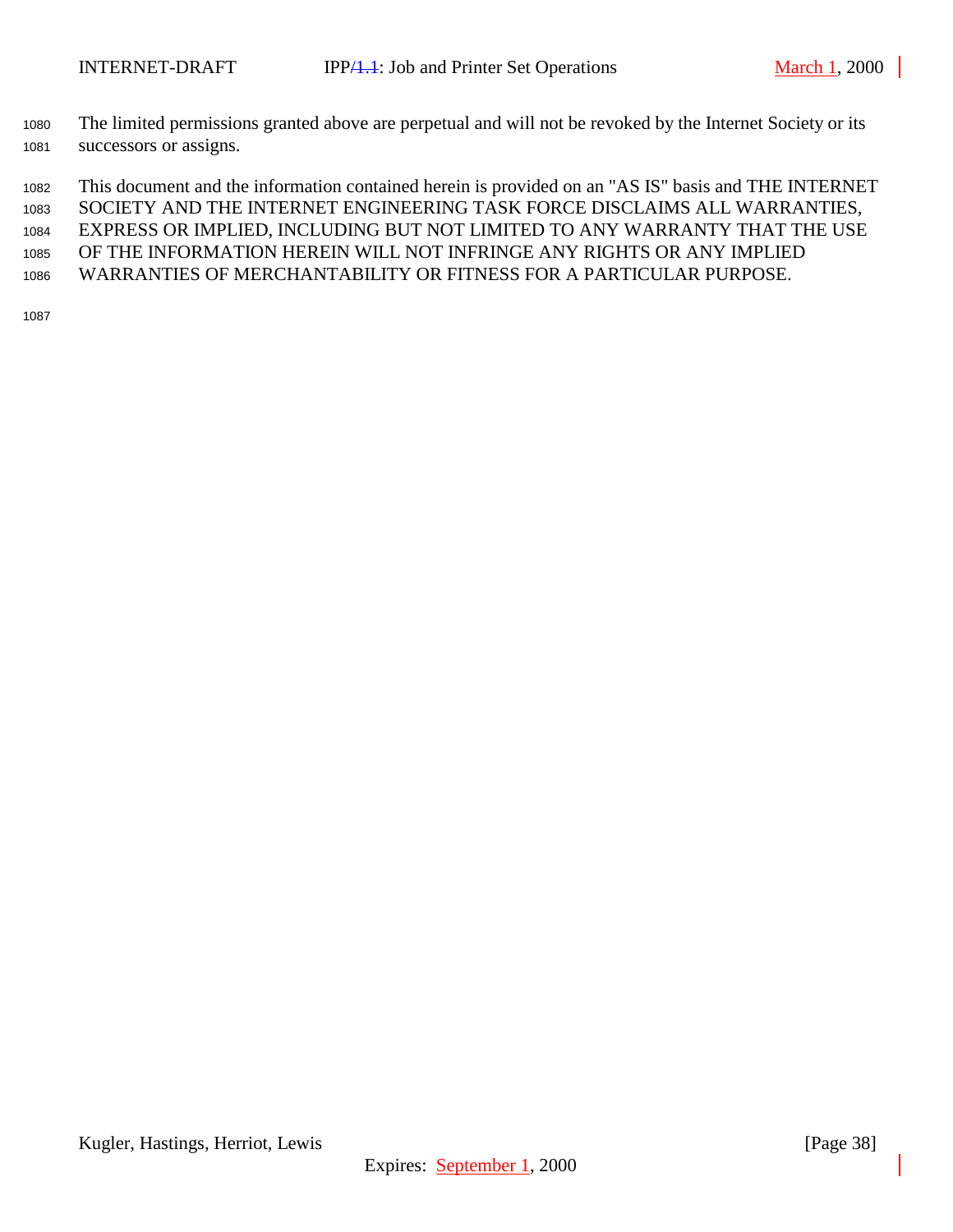The limited permissions granted above are perpetual and will not be revoked by the Internet Society or its successors or assigns.

This document and the information contained herein is provided on an "AS IS" basis and THE INTERNET SOCIETY AND THE INTERNET ENGINEERING TASK FORCE DISCLAIMS ALL WARRANTIES, EXPRESS OR IMPLIED, INCLUDING BUT NOT LIMITED TO ANY WARRANTY THAT THE USE OF THE INFORMATION HEREIN WILL NOT INFRINGE ANY RIGHTS OR ANY IMPLIED WARRANTIES OF MERCHANTABILITY OR FITNESS FOR A PARTICULAR PURPOSE.